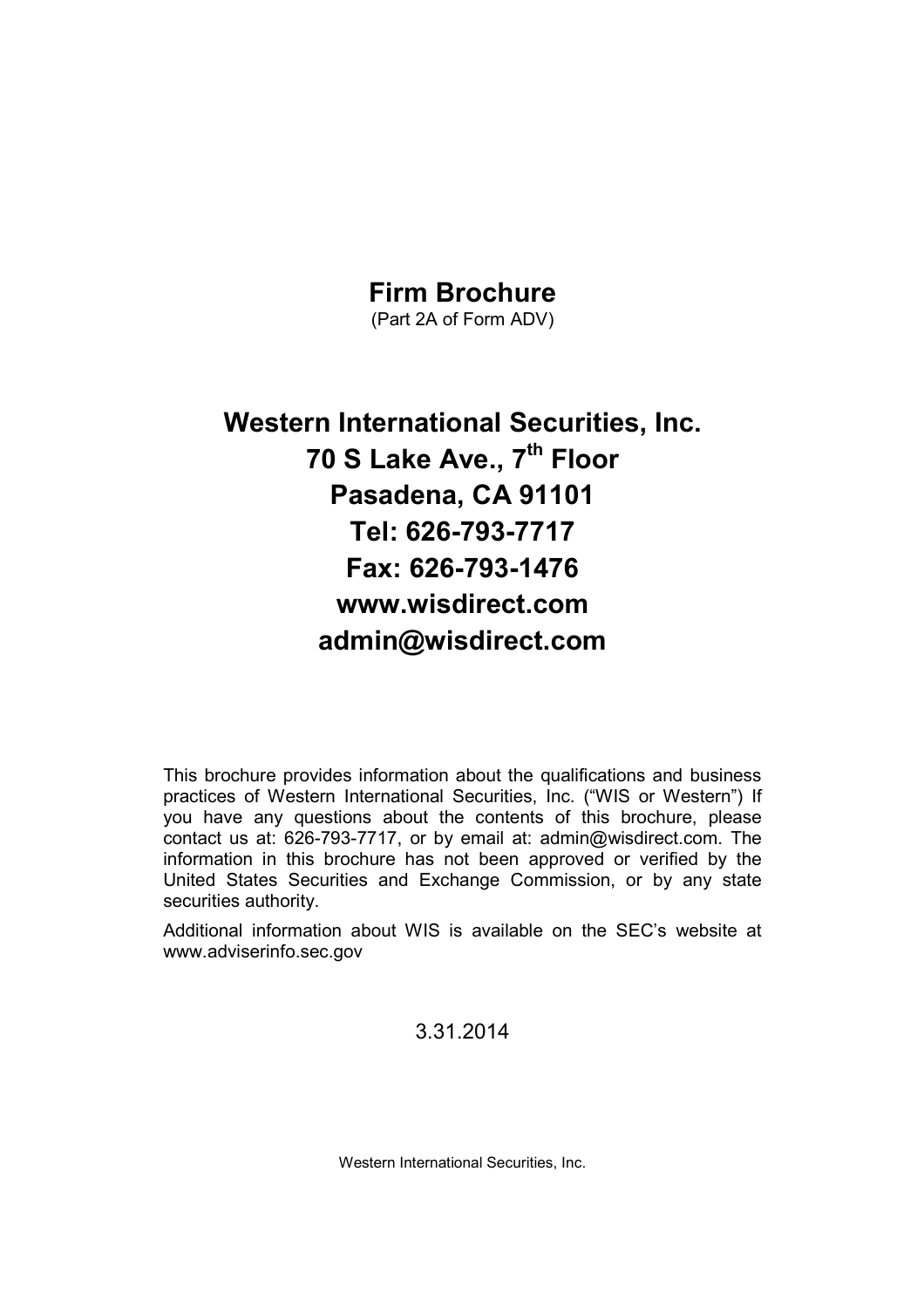# Firm Brochure

(Part 2A of Form ADV)

## Western International Securities, Inc.

## 70 S Lake Ave., 7th Floor

## Pasadena, CA 91101

## Tel: 626-793-7717

## Fax: 626-793-1476

## www.wisdirect.com

## admin@wisdirect.com

This brochure provides information about the qualifications and business practices of Western International Securities, Inc. ("WIS or Western") If you have any questions about the contents of this brochure, please contact us at: 626-793-7717, or by email at: admin@wisdirect.com. The information in this brochure has not been approved or verified by the United States Securities and Exchange Commission, or by any state securities authority.

Additional information about WIS is available on the SEC's website at www.adviserinfo.sec.gov

3.31.2014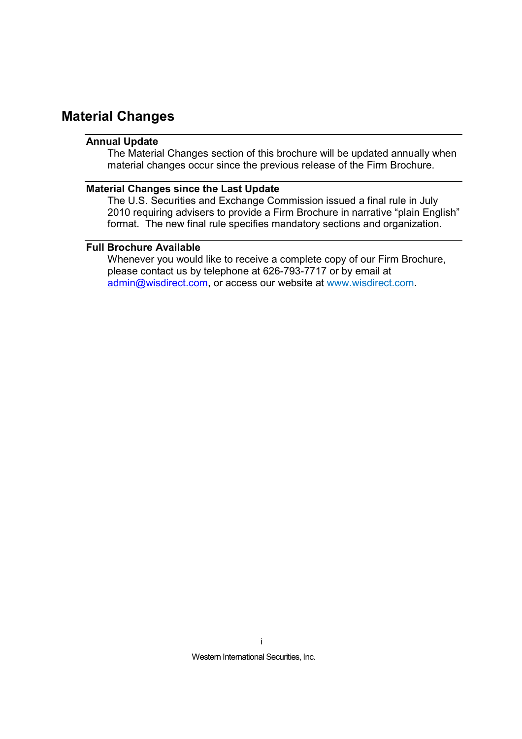## Material Changes

### Annual Update

The Material Changes section of this brochure will be updated annually when material changes occur since the previous release of the Firm Brochure.

### Material Changes since the Last Update

The U.S. Securities and Exchange Commission issued a final rule in July 2010 requiring advisers to provide a Firm Brochure in narrative "plain English" format. The new final rule specifies mandatory sections and organization.

### Full Brochure Available

Whenever you would like to receive a complete copy of our Firm Brochure, please contact us by telephone at 626-793-7717 or by email at admin@wisdirect.com, or access our website at www.wisdirect.com.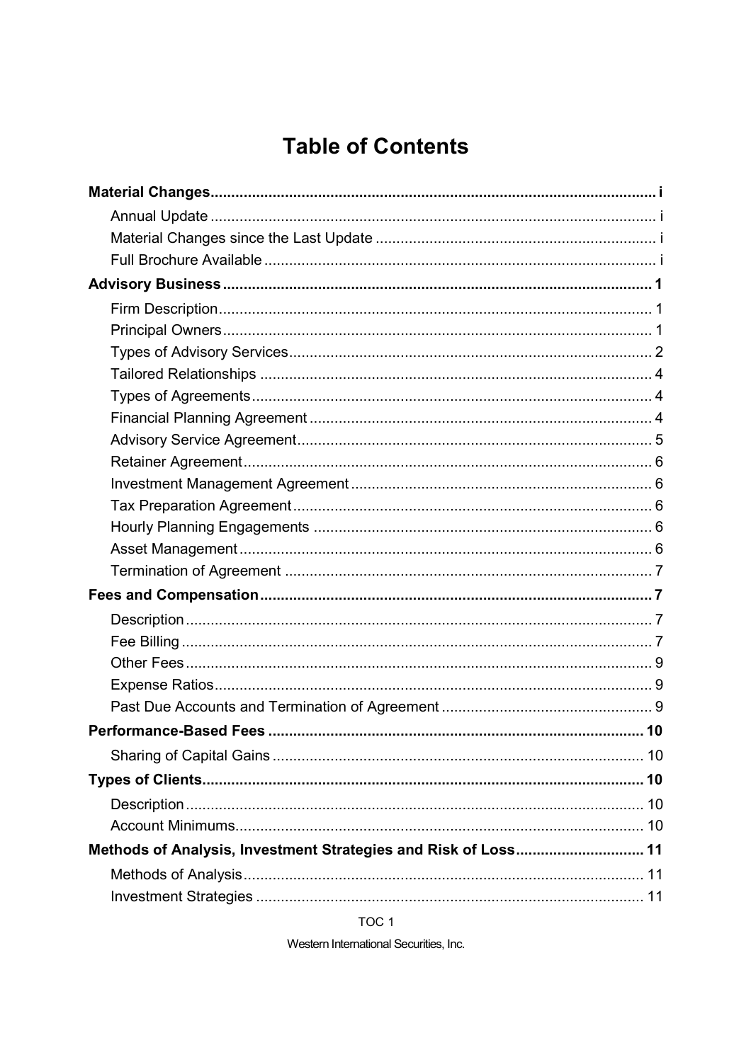# Table of Contents

**Material Changes** ........ **i**
- Annual Update ........ i
- Material Changes since the Last Update ........ i
- Full Brochure Available ........ i

**Advisory Business** ........ **1**
- Firm Description ........ 1
- Principal Owners ........ 1
- Types of Advisory Services ........ 2
- Tailored Relationships ........ 4
- Types of Agreements ........ 4
- Financial Planning Agreement ........ 4
- Advisory Service Agreement ........ 5
- Retainer Agreement ........ 6
- Investment Management Agreement ........ 6
- Tax Preparation Agreement ........ 6
- Hourly Planning Engagements ........ 6
- Asset Management ........ 6
- Termination of Agreement ........ 7

**Fees and Compensation** ........ **7**
- Description ........ 7
- Fee Billing ........ 7
- Other Fees ........ 9
- Expense Ratios ........ 9
- Past Due Accounts and Termination of Agreement ........ 9

**Performance-Based Fees** ........ **10**
- Sharing of Capital Gains ........ 10

**Types of Clients** ........ **10**
- Description ........ 10
- Account Minimums ........ 10

**Methods of Analysis, Investment Strategies and Risk of Loss** ........ **11**
- Methods of Analysis ........ 11
- Investment Strategies ........ 11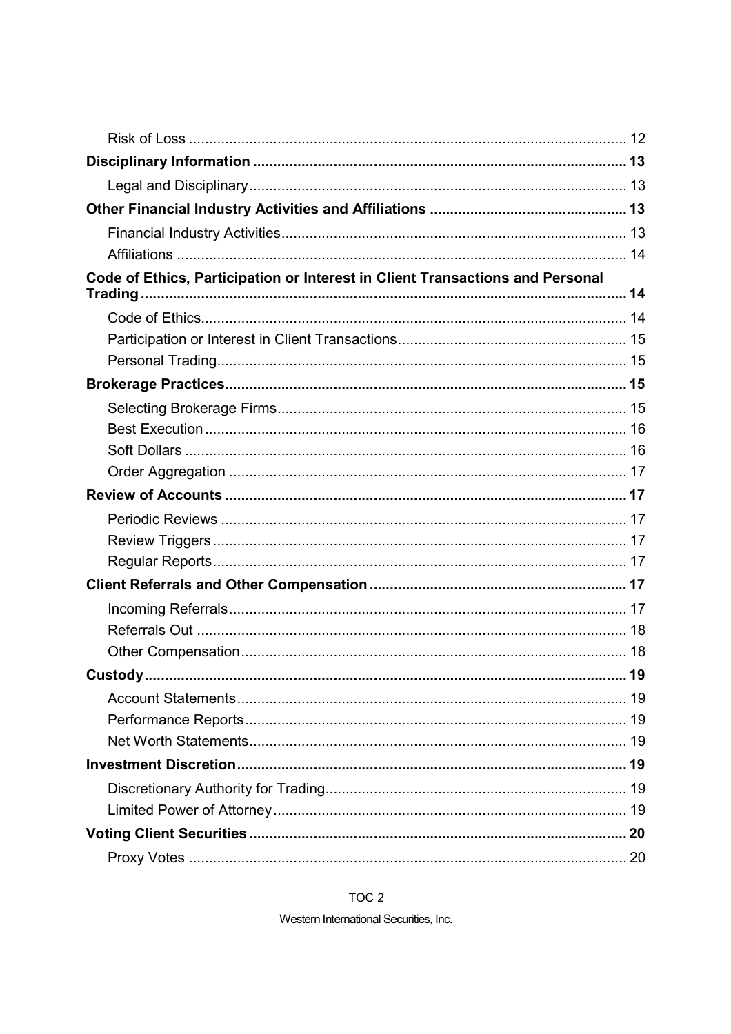Risk of Loss ............................................................................................................ 12

**Disciplinary Information ............................................................................................ 13**

Legal and Disciplinary ............................................................................................. 13

**Other Financial Industry Activities and Affiliations ................................................ 13**

Financial Industry Activities ..................................................................................... 13

Affiliations ............................................................................................................... 14

**Code of Ethics, Participation or Interest in Client Transactions and Personal Trading ........................................................................................................................ 14**

Code of Ethics ......................................................................................................... 14

Participation or Interest in Client Transactions ........................................................ 15

Personal Trading ..................................................................................................... 15

**Brokerage Practices ................................................................................................... 15**

Selecting Brokerage Firms ...................................................................................... 15

Best Execution ........................................................................................................ 16

Soft Dollars ............................................................................................................. 16

Order Aggregation .................................................................................................. 17

**Review of Accounts ................................................................................................... 17**

Periodic Reviews .................................................................................................... 17

Review Triggers ...................................................................................................... 17

Regular Reports ...................................................................................................... 17

**Client Referrals and Other Compensation ............................................................... 17**

Incoming Referrals .................................................................................................. 17

Referrals Out .......................................................................................................... 18

Other Compensation ............................................................................................... 18

**Custody ...................................................................................................................... 19**

Account Statements ................................................................................................ 19

Performance Reports .............................................................................................. 19

Net Worth Statements ............................................................................................. 19

**Investment Discretion ................................................................................................ 19**

Discretionary Authority for Trading .......................................................................... 19

Limited Power of Attorney ....................................................................................... 19

**Voting Client Securities ............................................................................................. 20**

Proxy Votes ............................................................................................................ 20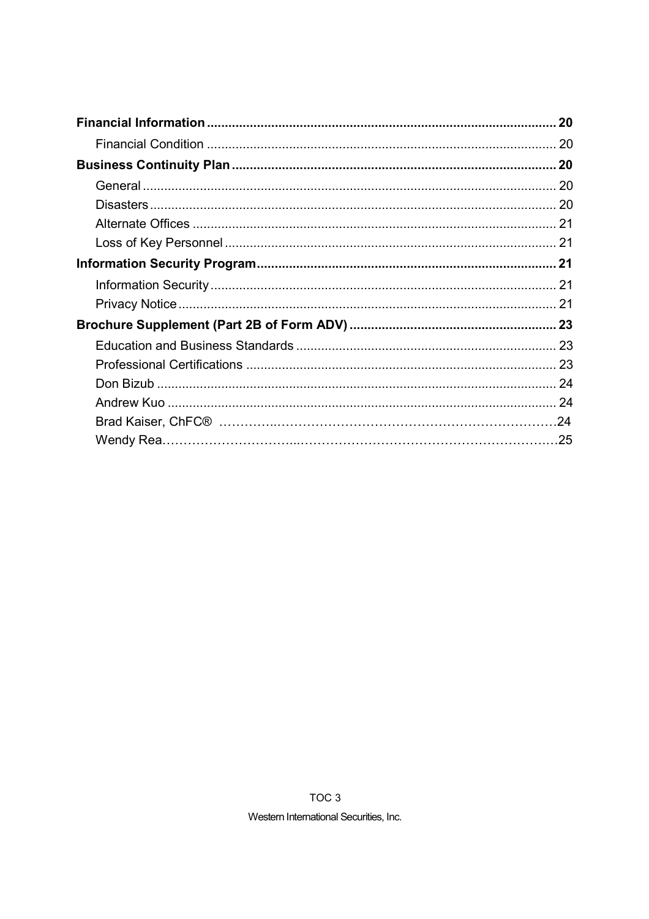**Financial Information** .......... **20**

Financial Condition .......... 20

**Business Continuity Plan** .......... **20**

General .......... 20

Disasters .......... 20

Alternate Offices .......... 21

Loss of Key Personnel .......... 21

**Information Security Program** .......... **21**

Information Security .......... 21

Privacy Notice .......... 21

**Brochure Supplement (Part 2B of Form ADV)** .......... **23**

Education and Business Standards .......... 23

Professional Certifications .......... 23

Don Bizub .......... 24

Andrew Kuo .......... 24

Brad Kaiser, ChFC® .......... 24

Wendy Rea .......... 25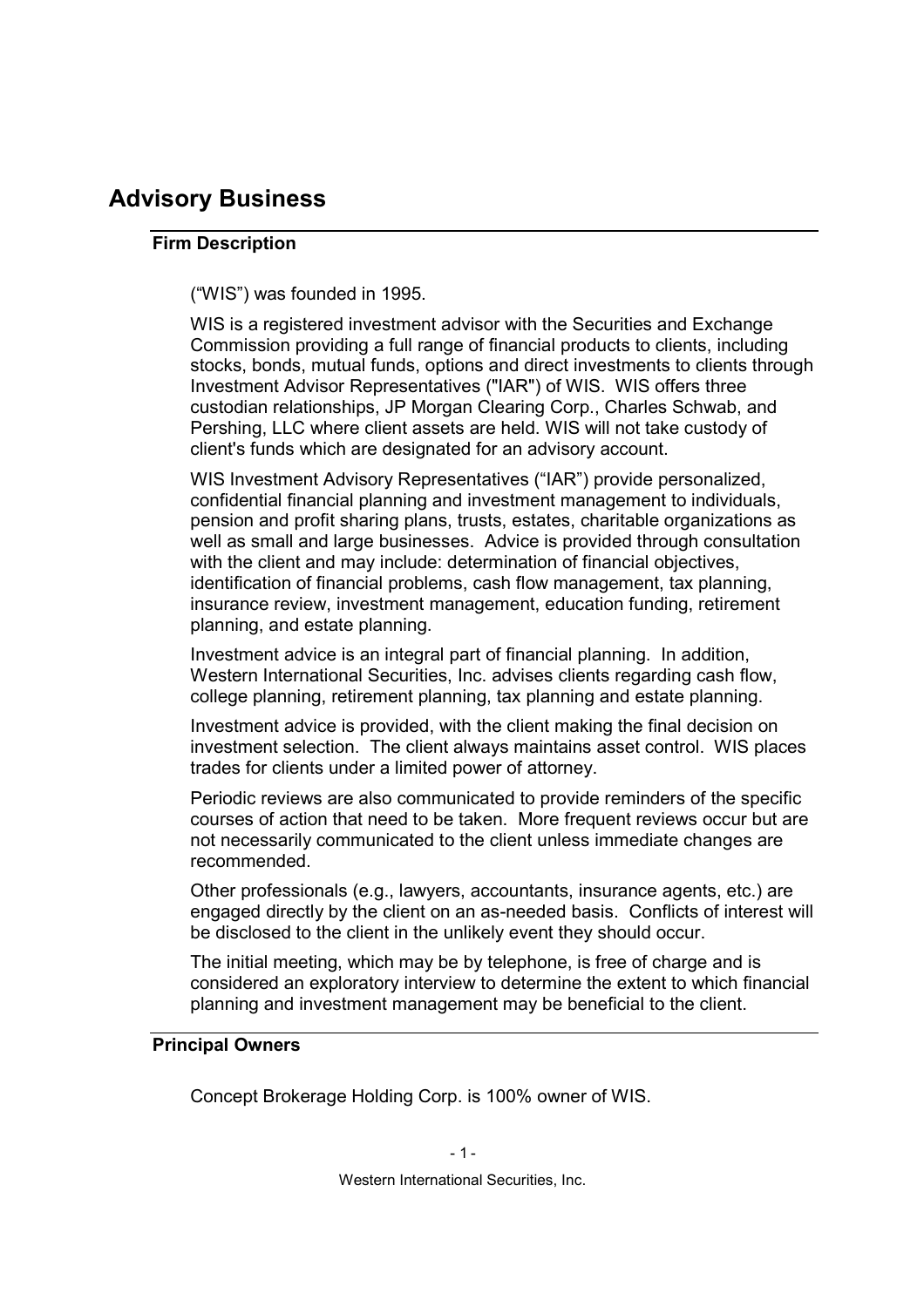# Advisory Business

## Firm Description

("WIS") was founded in 1995.

WIS is a registered investment advisor with the Securities and Exchange Commission providing a full range of financial products to clients, including stocks, bonds, mutual funds, options and direct investments to clients through Investment Advisor Representatives ("IAR") of WIS. WIS offers three custodian relationships, JP Morgan Clearing Corp., Charles Schwab, and Pershing, LLC where client assets are held. WIS will not take custody of client's funds which are designated for an advisory account.

WIS Investment Advisory Representatives ("IAR") provide personalized, confidential financial planning and investment management to individuals, pension and profit sharing plans, trusts, estates, charitable organizations as well as small and large businesses. Advice is provided through consultation with the client and may include: determination of financial objectives, identification of financial problems, cash flow management, tax planning, insurance review, investment management, education funding, retirement planning, and estate planning.

Investment advice is an integral part of financial planning. In addition, Western International Securities, Inc. advises clients regarding cash flow, college planning, retirement planning, tax planning and estate planning.

Investment advice is provided, with the client making the final decision on investment selection. The client always maintains asset control. WIS places trades for clients under a limited power of attorney.

Periodic reviews are also communicated to provide reminders of the specific courses of action that need to be taken. More frequent reviews occur but are not necessarily communicated to the client unless immediate changes are recommended.

Other professionals (e.g., lawyers, accountants, insurance agents, etc.) are engaged directly by the client on an as-needed basis. Conflicts of interest will be disclosed to the client in the unlikely event they should occur.

The initial meeting, which may be by telephone, is free of charge and is considered an exploratory interview to determine the extent to which financial planning and investment management may be beneficial to the client.

## Principal Owners

Concept Brokerage Holding Corp. is 100% owner of WIS.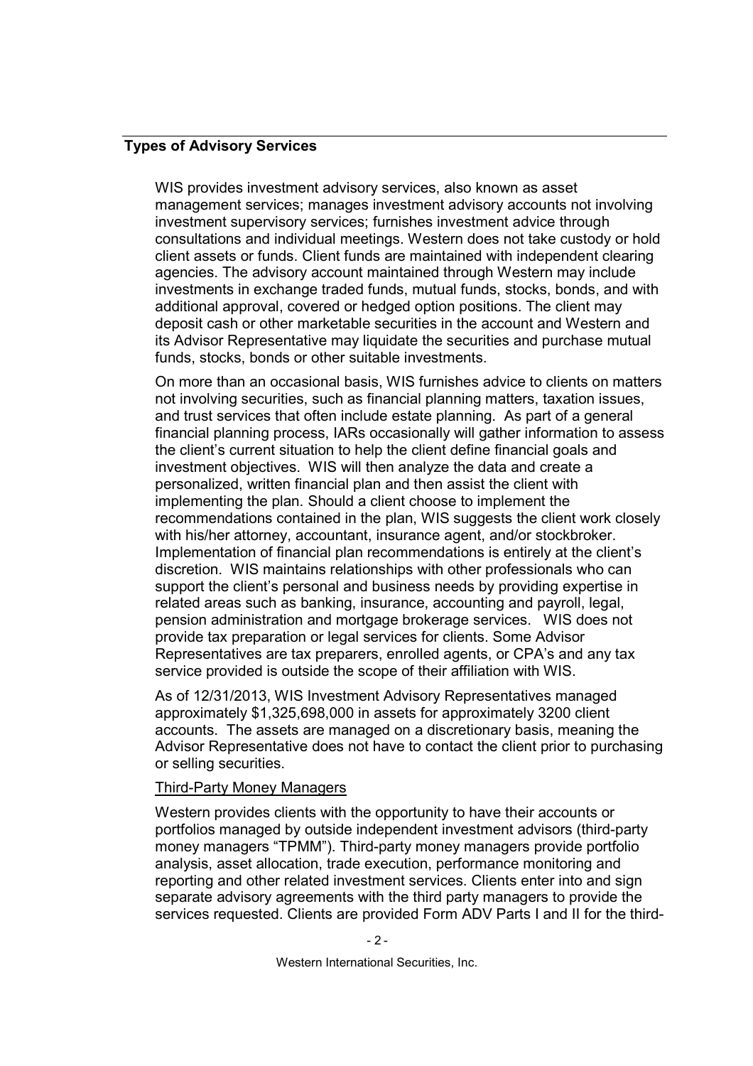## Types of Advisory Services

WIS provides investment advisory services, also known as asset management services; manages investment advisory accounts not involving investment supervisory services; furnishes investment advice through consultations and individual meetings. Western does not take custody or hold client assets or funds. Client funds are maintained with independent clearing agencies. The advisory account maintained through Western may include investments in exchange traded funds, mutual funds, stocks, bonds, and with additional approval, covered or hedged option positions. The client may deposit cash or other marketable securities in the account and Western and its Advisor Representative may liquidate the securities and purchase mutual funds, stocks, bonds or other suitable investments.

On more than an occasional basis, WIS furnishes advice to clients on matters not involving securities, such as financial planning matters, taxation issues, and trust services that often include estate planning. As part of a general financial planning process, IARs occasionally will gather information to assess the client's current situation to help the client define financial goals and investment objectives. WIS will then analyze the data and create a personalized, written financial plan and then assist the client with implementing the plan. Should a client choose to implement the recommendations contained in the plan, WIS suggests the client work closely with his/her attorney, accountant, insurance agent, and/or stockbroker. Implementation of financial plan recommendations is entirely at the client's discretion. WIS maintains relationships with other professionals who can support the client's personal and business needs by providing expertise in related areas such as banking, insurance, accounting and payroll, legal, pension administration and mortgage brokerage services. WIS does not provide tax preparation or legal services for clients. Some Advisor Representatives are tax preparers, enrolled agents, or CPA's and any tax service provided is outside the scope of their affiliation with WIS.

As of 12/31/2013, WIS Investment Advisory Representatives managed approximately $1,325,698,000 in assets for approximately 3200 client accounts. The assets are managed on a discretionary basis, meaning the Advisor Representative does not have to contact the client prior to purchasing or selling securities.

Third-Party Money Managers

Western provides clients with the opportunity to have their accounts or portfolios managed by outside independent investment advisors (third-party money managers "TPMM"). Third-party money managers provide portfolio analysis, asset allocation, trade execution, performance monitoring and reporting and other related investment services. Clients enter into and sign separate advisory agreements with the third party managers to provide the services requested. Clients are provided Form ADV Parts I and II for the third-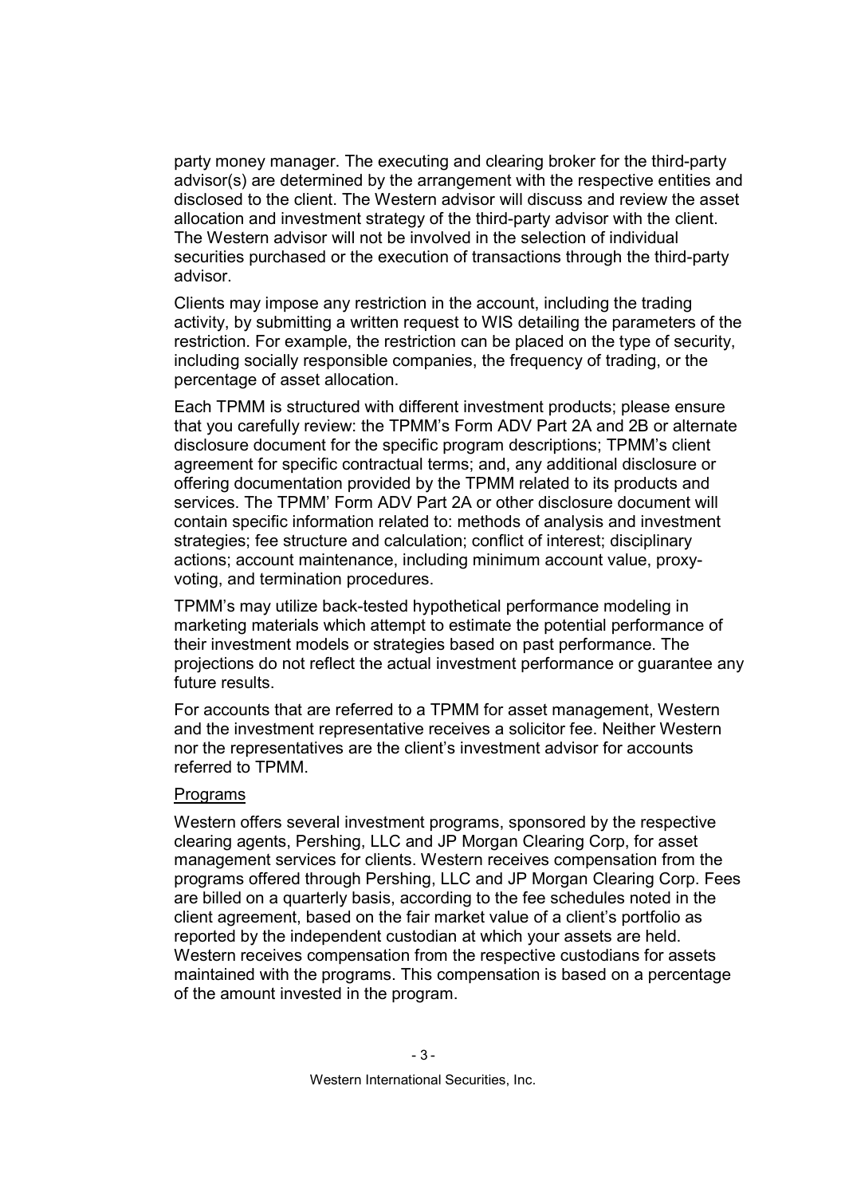party money manager. The executing and clearing broker for the third-party advisor(s) are determined by the arrangement with the respective entities and disclosed to the client. The Western advisor will discuss and review the asset allocation and investment strategy of the third-party advisor with the client. The Western advisor will not be involved in the selection of individual securities purchased or the execution of transactions through the third-party advisor.

Clients may impose any restriction in the account, including the trading activity, by submitting a written request to WIS detailing the parameters of the restriction. For example, the restriction can be placed on the type of security, including socially responsible companies, the frequency of trading, or the percentage of asset allocation.

Each TPMM is structured with different investment products; please ensure that you carefully review: the TPMM's Form ADV Part 2A and 2B or alternate disclosure document for the specific program descriptions; TPMM's client agreement for specific contractual terms; and, any additional disclosure or offering documentation provided by the TPMM related to its products and services. The TPMM' Form ADV Part 2A or other disclosure document will contain specific information related to: methods of analysis and investment strategies; fee structure and calculation; conflict of interest; disciplinary actions; account maintenance, including minimum account value, proxy-voting, and termination procedures.

TPMM's may utilize back-tested hypothetical performance modeling in marketing materials which attempt to estimate the potential performance of their investment models or strategies based on past performance. The projections do not reflect the actual investment performance or guarantee any future results.

For accounts that are referred to a TPMM for asset management, Western and the investment representative receives a solicitor fee. Neither Western nor the representatives are the client's investment advisor for accounts referred to TPMM.

Programs

Western offers several investment programs, sponsored by the respective clearing agents, Pershing, LLC and JP Morgan Clearing Corp, for asset management services for clients. Western receives compensation from the programs offered through Pershing, LLC and JP Morgan Clearing Corp. Fees are billed on a quarterly basis, according to the fee schedules noted in the client agreement, based on the fair market value of a client's portfolio as reported by the independent custodian at which your assets are held. Western receives compensation from the respective custodians for assets maintained with the programs. This compensation is based on a percentage of the amount invested in the program.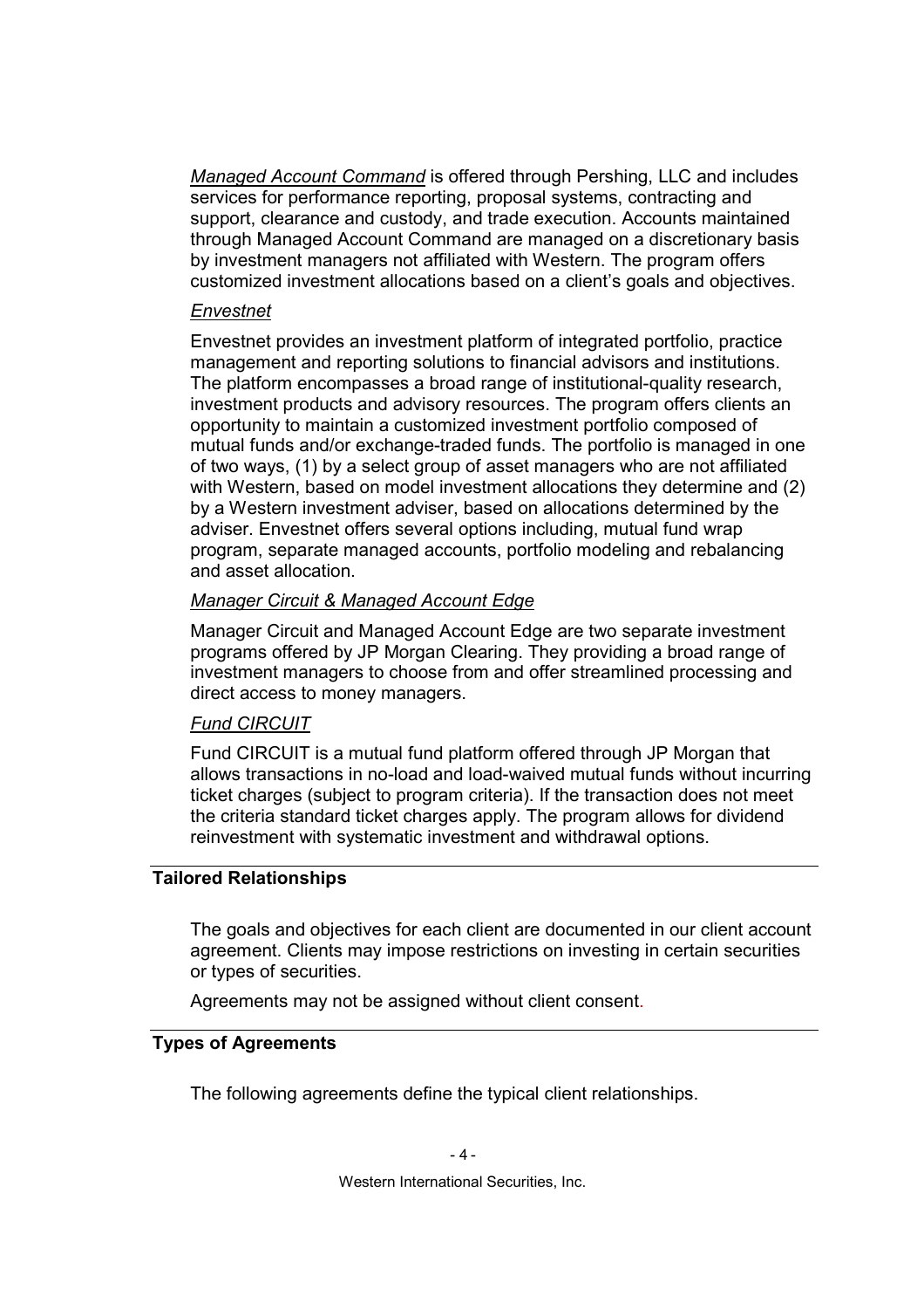*Managed Account Command* is offered through Pershing, LLC and includes services for performance reporting, proposal systems, contracting and support, clearance and custody, and trade execution. Accounts maintained through Managed Account Command are managed on a discretionary basis by investment managers not affiliated with Western. The program offers customized investment allocations based on a client's goals and objectives.

*Envestnet*

Envestnet provides an investment platform of integrated portfolio, practice management and reporting solutions to financial advisors and institutions. The platform encompasses a broad range of institutional-quality research, investment products and advisory resources. The program offers clients an opportunity to maintain a customized investment portfolio composed of mutual funds and/or exchange-traded funds. The portfolio is managed in one of two ways, (1) by a select group of asset managers who are not affiliated with Western, based on model investment allocations they determine and (2) by a Western investment adviser, based on allocations determined by the adviser. Envestnet offers several options including, mutual fund wrap program, separate managed accounts, portfolio modeling and rebalancing and asset allocation.

*Manager Circuit & Managed Account Edge*

Manager Circuit and Managed Account Edge are two separate investment programs offered by JP Morgan Clearing. They providing a broad range of investment managers to choose from and offer streamlined processing and direct access to money managers.

*Fund CIRCUIT*

Fund CIRCUIT is a mutual fund platform offered through JP Morgan that allows transactions in no-load and load-waived mutual funds without incurring ticket charges (subject to program criteria). If the transaction does not meet the criteria standard ticket charges apply. The program allows for dividend reinvestment with systematic investment and withdrawal options.

## Tailored Relationships

The goals and objectives for each client are documented in our client account agreement. Clients may impose restrictions on investing in certain securities or types of securities.

Agreements may not be assigned without client consent.

## Types of Agreements

The following agreements define the typical client relationships.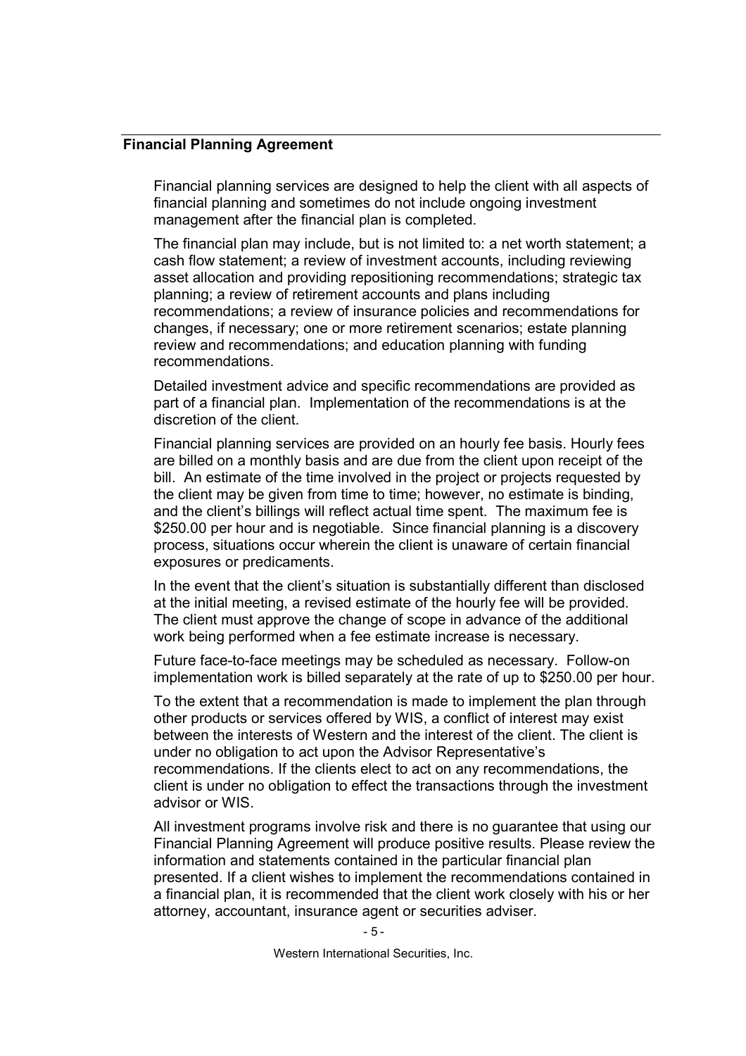### Financial Planning Agreement

Financial planning services are designed to help the client with all aspects of financial planning and sometimes do not include ongoing investment management after the financial plan is completed.

The financial plan may include, but is not limited to: a net worth statement; a cash flow statement; a review of investment accounts, including reviewing asset allocation and providing repositioning recommendations; strategic tax planning; a review of retirement accounts and plans including recommendations; a review of insurance policies and recommendations for changes, if necessary; one or more retirement scenarios; estate planning review and recommendations; and education planning with funding recommendations.

Detailed investment advice and specific recommendations are provided as part of a financial plan. Implementation of the recommendations is at the discretion of the client.

Financial planning services are provided on an hourly fee basis. Hourly fees are billed on a monthly basis and are due from the client upon receipt of the bill. An estimate of the time involved in the project or projects requested by the client may be given from time to time; however, no estimate is binding, and the client's billings will reflect actual time spent. The maximum fee is $250.00 per hour and is negotiable. Since financial planning is a discovery process, situations occur wherein the client is unaware of certain financial exposures or predicaments.

In the event that the client's situation is substantially different than disclosed at the initial meeting, a revised estimate of the hourly fee will be provided. The client must approve the change of scope in advance of the additional work being performed when a fee estimate increase is necessary.

Future face-to-face meetings may be scheduled as necessary. Follow-on implementation work is billed separately at the rate of up to $250.00 per hour.

To the extent that a recommendation is made to implement the plan through other products or services offered by WIS, a conflict of interest may exist between the interests of Western and the interest of the client. The client is under no obligation to act upon the Advisor Representative's recommendations. If the clients elect to act on any recommendations, the client is under no obligation to effect the transactions through the investment advisor or WIS.

All investment programs involve risk and there is no guarantee that using our Financial Planning Agreement will produce positive results. Please review the information and statements contained in the particular financial plan presented. If a client wishes to implement the recommendations contained in a financial plan, it is recommended that the client work closely with his or her attorney, accountant, insurance agent or securities adviser.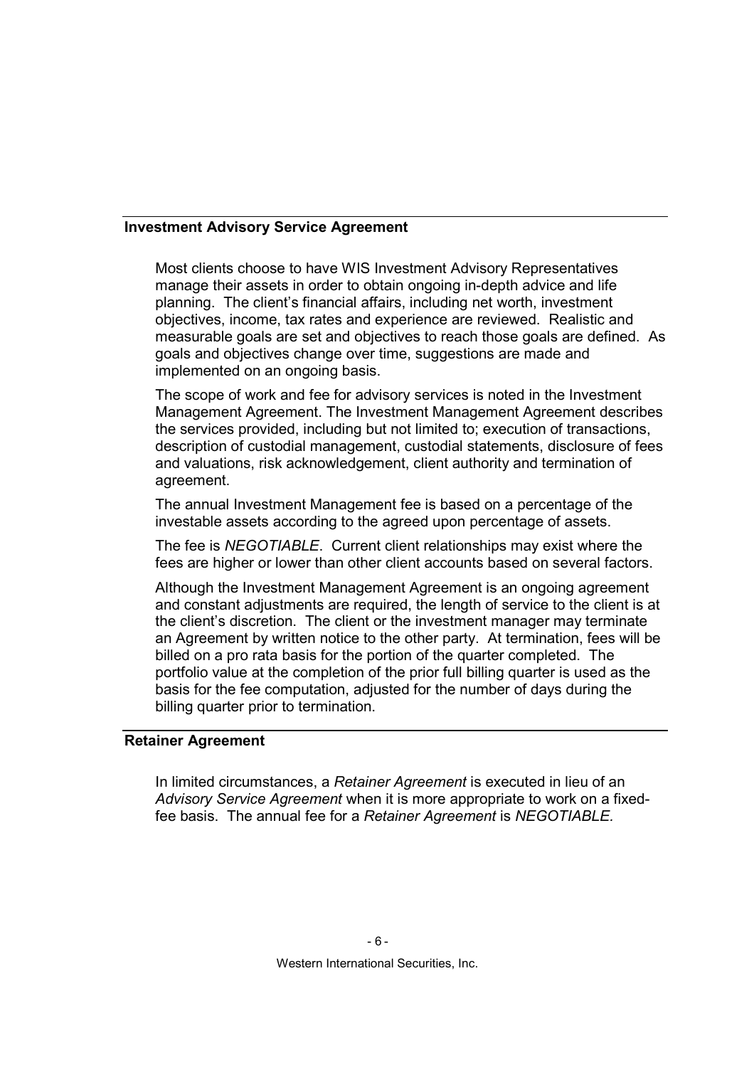## Investment Advisory Service Agreement

Most clients choose to have WIS Investment Advisory Representatives manage their assets in order to obtain ongoing in-depth advice and life planning. The client's financial affairs, including net worth, investment objectives, income, tax rates and experience are reviewed. Realistic and measurable goals are set and objectives to reach those goals are defined. As goals and objectives change over time, suggestions are made and implemented on an ongoing basis.

The scope of work and fee for advisory services is noted in the Investment Management Agreement. The Investment Management Agreement describes the services provided, including but not limited to; execution of transactions, description of custodial management, custodial statements, disclosure of fees and valuations, risk acknowledgement, client authority and termination of agreement.

The annual Investment Management fee is based on a percentage of the investable assets according to the agreed upon percentage of assets.

The fee is *NEGOTIABLE*. Current client relationships may exist where the fees are higher or lower than other client accounts based on several factors.

Although the Investment Management Agreement is an ongoing agreement and constant adjustments are required, the length of service to the client is at the client's discretion. The client or the investment manager may terminate an Agreement by written notice to the other party. At termination, fees will be billed on a pro rata basis for the portion of the quarter completed. The portfolio value at the completion of the prior full billing quarter is used as the basis for the fee computation, adjusted for the number of days during the billing quarter prior to termination.

## Retainer Agreement

In limited circumstances, a *Retainer Agreement* is executed in lieu of an *Advisory Service Agreement* when it is more appropriate to work on a fixed-fee basis. The annual fee for a *Retainer Agreement* is *NEGOTIABLE.*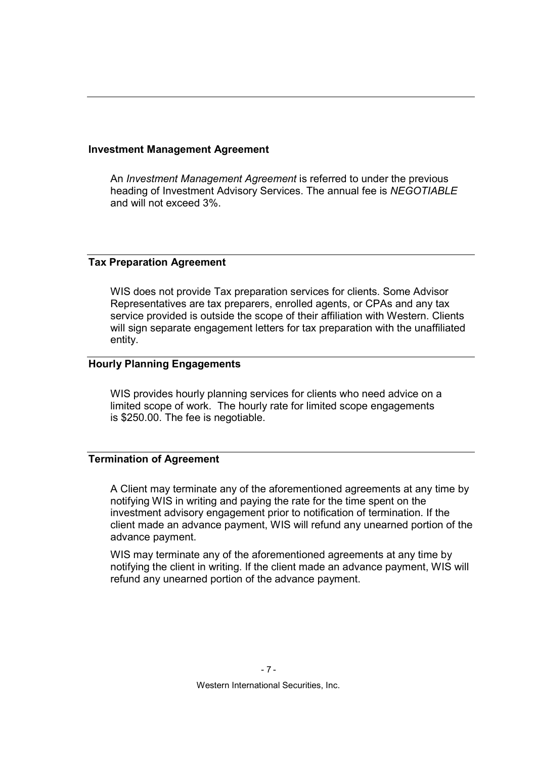### Investment Management Agreement

An *Investment Management Agreement* is referred to under the previous heading of Investment Advisory Services. The annual fee is *NEGOTIABLE* and will not exceed 3%.

### Tax Preparation Agreement

WIS does not provide Tax preparation services for clients. Some Advisor Representatives are tax preparers, enrolled agents, or CPAs and any tax service provided is outside the scope of their affiliation with Western. Clients will sign separate engagement letters for tax preparation with the unaffiliated entity.

### Hourly Planning Engagements

WIS provides hourly planning services for clients who need advice on a limited scope of work. The hourly rate for limited scope engagements is $250.00. The fee is negotiable.

### Termination of Agreement

A Client may terminate any of the aforementioned agreements at any time by notifying WIS in writing and paying the rate for the time spent on the investment advisory engagement prior to notification of termination. If the client made an advance payment, WIS will refund any unearned portion of the advance payment.

WIS may terminate any of the aforementioned agreements at any time by notifying the client in writing. If the client made an advance payment, WIS will refund any unearned portion of the advance payment.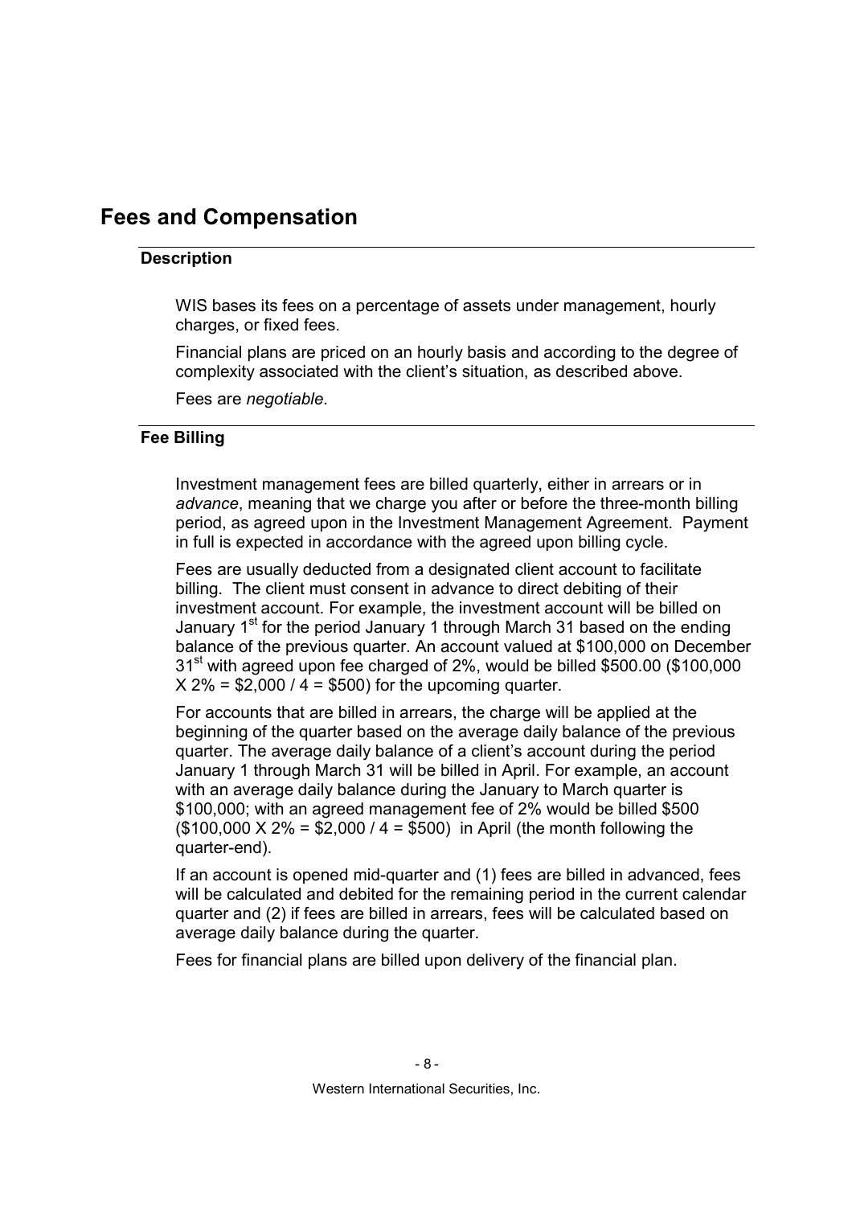# Fees and Compensation

## Description

WIS bases its fees on a percentage of assets under management, hourly charges, or fixed fees.

Financial plans are priced on an hourly basis and according to the degree of complexity associated with the client's situation, as described above.

Fees are *negotiable*.

## Fee Billing

Investment management fees are billed quarterly, either in arrears or in *advance*, meaning that we charge you after or before the three-month billing period, as agreed upon in the Investment Management Agreement. Payment in full is expected in accordance with the agreed upon billing cycle.

Fees are usually deducted from a designated client account to facilitate billing. The client must consent in advance to direct debiting of their investment account. For example, the investment account will be billed on January 1st for the period January 1 through March 31 based on the ending balance of the previous quarter. An account valued at $100,000 on December 31st with agreed upon fee charged of 2%, would be billed $500.00 ($100,000 X 2% = $2,000 / 4 = $500) for the upcoming quarter.

For accounts that are billed in arrears, the charge will be applied at the beginning of the quarter based on the average daily balance of the previous quarter. The average daily balance of a client's account during the period January 1 through March 31 will be billed in April. For example, an account with an average daily balance during the January to March quarter is $100,000; with an agreed management fee of 2% would be billed $500 ($100,000 X 2% = $2,000 / 4 = $500) in April (the month following the quarter-end).

If an account is opened mid-quarter and (1) fees are billed in advanced, fees will be calculated and debited for the remaining period in the current calendar quarter and (2) if fees are billed in arrears, fees will be calculated based on average daily balance during the quarter.

Fees for financial plans are billed upon delivery of the financial plan.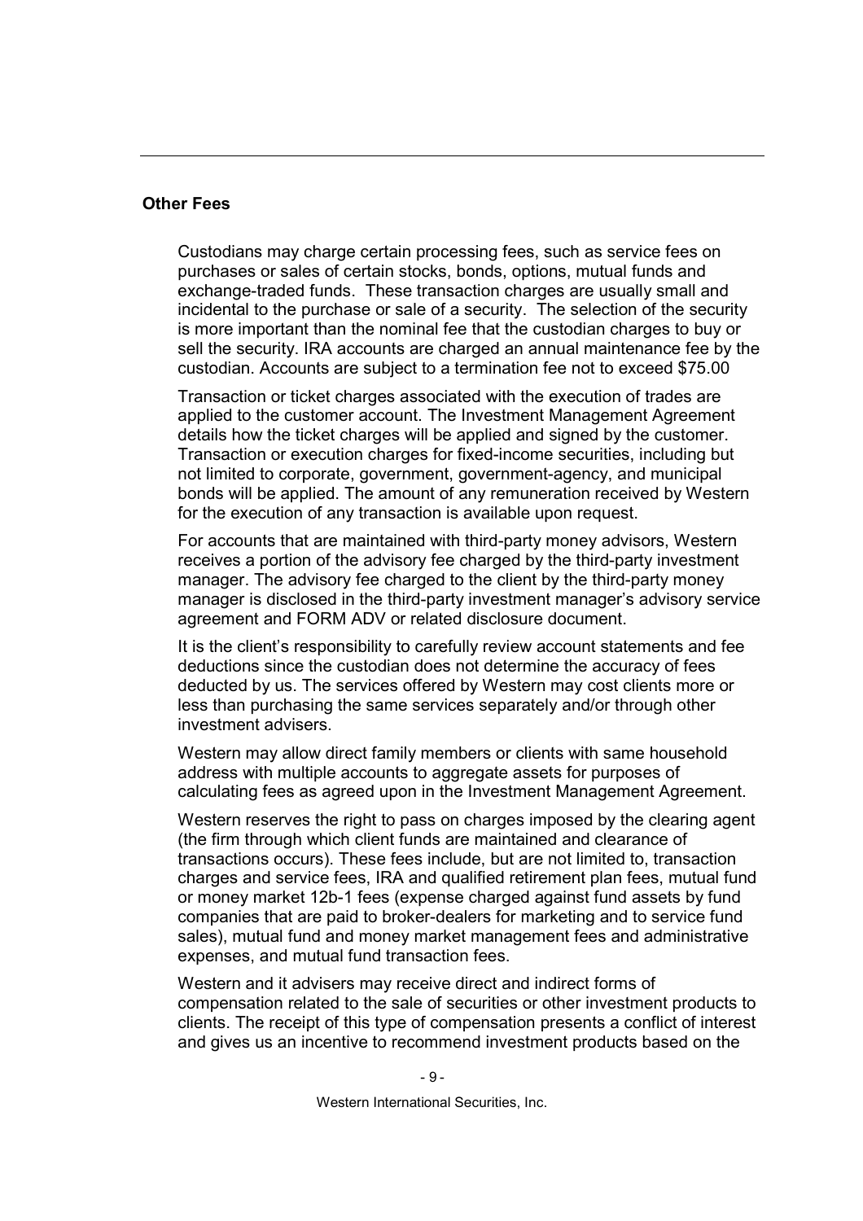## Other Fees

Custodians may charge certain processing fees, such as service fees on purchases or sales of certain stocks, bonds, options, mutual funds and exchange-traded funds. These transaction charges are usually small and incidental to the purchase or sale of a security. The selection of the security is more important than the nominal fee that the custodian charges to buy or sell the security. IRA accounts are charged an annual maintenance fee by the custodian. Accounts are subject to a termination fee not to exceed $75.00

Transaction or ticket charges associated with the execution of trades are applied to the customer account. The Investment Management Agreement details how the ticket charges will be applied and signed by the customer. Transaction or execution charges for fixed-income securities, including but not limited to corporate, government, government-agency, and municipal bonds will be applied. The amount of any remuneration received by Western for the execution of any transaction is available upon request.

For accounts that are maintained with third-party money advisors, Western receives a portion of the advisory fee charged by the third-party investment manager. The advisory fee charged to the client by the third-party money manager is disclosed in the third-party investment manager's advisory service agreement and FORM ADV or related disclosure document.

It is the client's responsibility to carefully review account statements and fee deductions since the custodian does not determine the accuracy of fees deducted by us. The services offered by Western may cost clients more or less than purchasing the same services separately and/or through other investment advisers.

Western may allow direct family members or clients with same household address with multiple accounts to aggregate assets for purposes of calculating fees as agreed upon in the Investment Management Agreement.

Western reserves the right to pass on charges imposed by the clearing agent (the firm through which client funds are maintained and clearance of transactions occurs). These fees include, but are not limited to, transaction charges and service fees, IRA and qualified retirement plan fees, mutual fund or money market 12b-1 fees (expense charged against fund assets by fund companies that are paid to broker-dealers for marketing and to service fund sales), mutual fund and money market management fees and administrative expenses, and mutual fund transaction fees.

Western and it advisers may receive direct and indirect forms of compensation related to the sale of securities or other investment products to clients. The receipt of this type of compensation presents a conflict of interest and gives us an incentive to recommend investment products based on the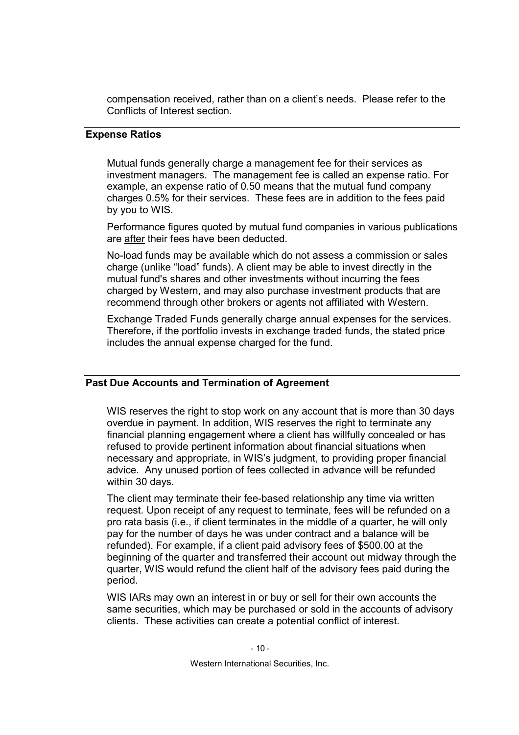compensation received, rather than on a client's needs. Please refer to the Conflicts of Interest section.

## Expense Ratios

Mutual funds generally charge a management fee for their services as investment managers. The management fee is called an expense ratio. For example, an expense ratio of 0.50 means that the mutual fund company charges 0.5% for their services. These fees are in addition to the fees paid by you to WIS.

Performance figures quoted by mutual fund companies in various publications are after their fees have been deducted.

No-load funds may be available which do not assess a commission or sales charge (unlike "load" funds). A client may be able to invest directly in the mutual fund's shares and other investments without incurring the fees charged by Western, and may also purchase investment products that are recommend through other brokers or agents not affiliated with Western.

Exchange Traded Funds generally charge annual expenses for the services. Therefore, if the portfolio invests in exchange traded funds, the stated price includes the annual expense charged for the fund.

## Past Due Accounts and Termination of Agreement

WIS reserves the right to stop work on any account that is more than 30 days overdue in payment. In addition, WIS reserves the right to terminate any financial planning engagement where a client has willfully concealed or has refused to provide pertinent information about financial situations when necessary and appropriate, in WIS's judgment, to providing proper financial advice. Any unused portion of fees collected in advance will be refunded within 30 days.

The client may terminate their fee-based relationship any time via written request. Upon receipt of any request to terminate, fees will be refunded on a pro rata basis (i.e., if client terminates in the middle of a quarter, he will only pay for the number of days he was under contract and a balance will be refunded). For example, if a client paid advisory fees of $500.00 at the beginning of the quarter and transferred their account out midway through the quarter, WIS would refund the client half of the advisory fees paid during the period.

WIS IARs may own an interest in or buy or sell for their own accounts the same securities, which may be purchased or sold in the accounts of advisory clients. These activities can create a potential conflict of interest.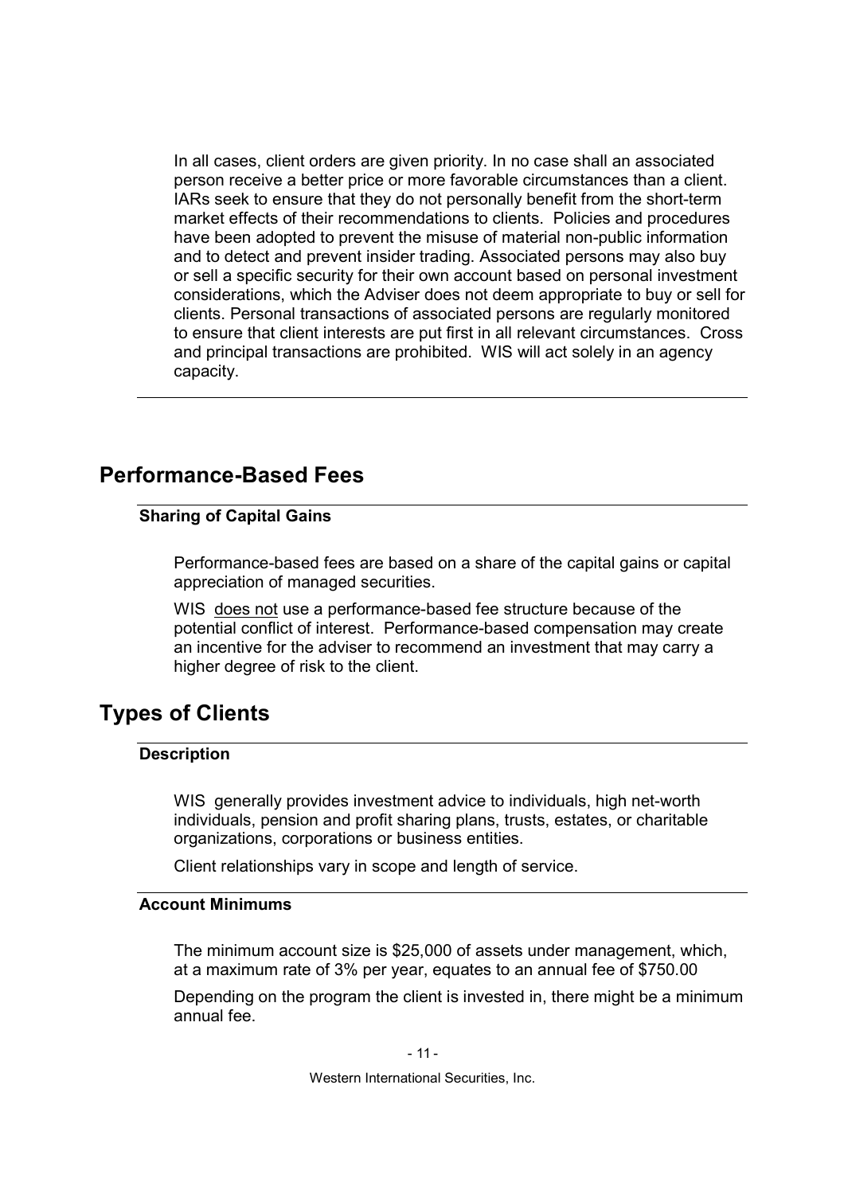In all cases, client orders are given priority. In no case shall an associated person receive a better price or more favorable circumstances than a client. IARs seek to ensure that they do not personally benefit from the short-term market effects of their recommendations to clients. Policies and procedures have been adopted to prevent the misuse of material non-public information and to detect and prevent insider trading. Associated persons may also buy or sell a specific security for their own account based on personal investment considerations, which the Adviser does not deem appropriate to buy or sell for clients. Personal transactions of associated persons are regularly monitored to ensure that client interests are put first in all relevant circumstances. Cross and principal transactions are prohibited. WIS will act solely in an agency capacity.

## Performance-Based Fees

### Sharing of Capital Gains

Performance-based fees are based on a share of the capital gains or capital appreciation of managed securities.

WIS does not use a performance-based fee structure because of the potential conflict of interest. Performance-based compensation may create an incentive for the adviser to recommend an investment that may carry a higher degree of risk to the client.

## Types of Clients

### Description

WIS generally provides investment advice to individuals, high net-worth individuals, pension and profit sharing plans, trusts, estates, or charitable organizations, corporations or business entities.

Client relationships vary in scope and length of service.

### Account Minimums

The minimum account size is $25,000 of assets under management, which, at a maximum rate of 3% per year, equates to an annual fee of $750.00

Depending on the program the client is invested in, there might be a minimum annual fee.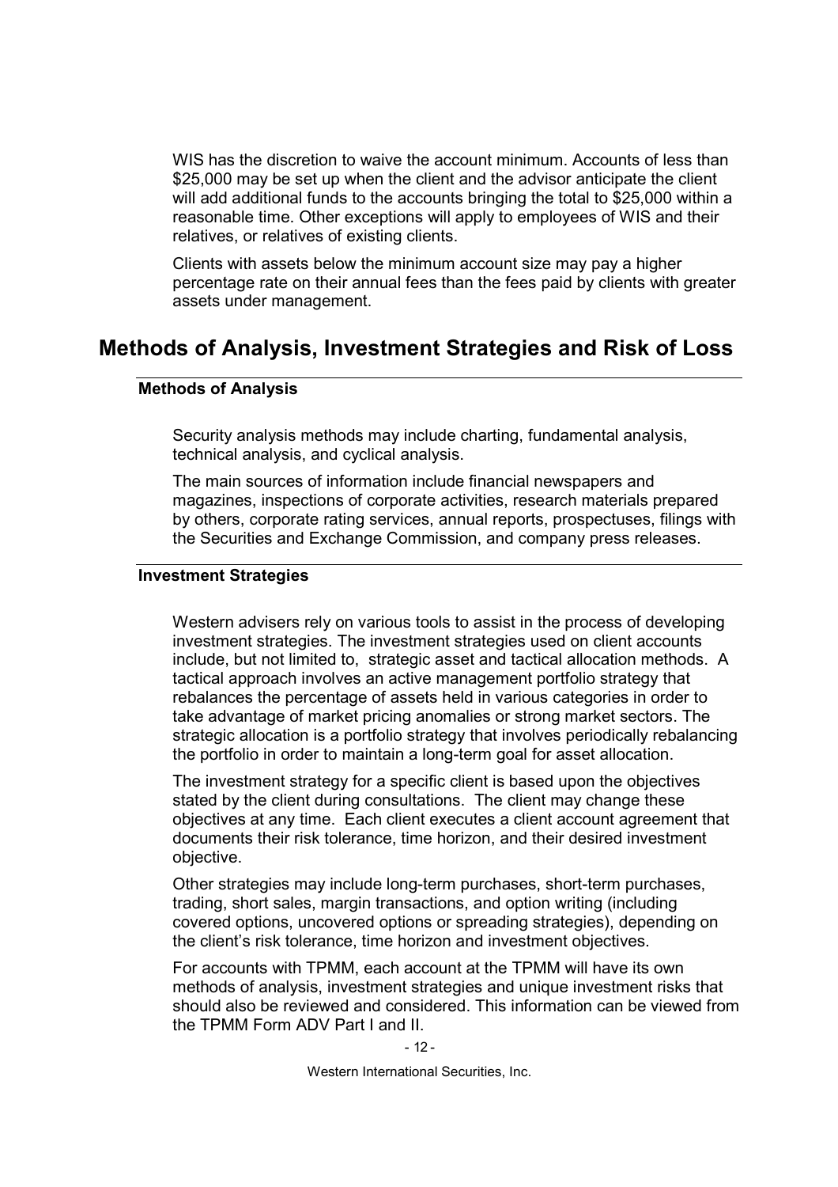WIS has the discretion to waive the account minimum. Accounts of less than $25,000 may be set up when the client and the advisor anticipate the client will add additional funds to the accounts bringing the total to $25,000 within a reasonable time. Other exceptions will apply to employees of WIS and their relatives, or relatives of existing clients.

Clients with assets below the minimum account size may pay a higher percentage rate on their annual fees than the fees paid by clients with greater assets under management.

## Methods of Analysis, Investment Strategies and Risk of Loss

### Methods of Analysis

Security analysis methods may include charting, fundamental analysis, technical analysis, and cyclical analysis.

The main sources of information include financial newspapers and magazines, inspections of corporate activities, research materials prepared by others, corporate rating services, annual reports, prospectuses, filings with the Securities and Exchange Commission, and company press releases.

### Investment Strategies

Western advisers rely on various tools to assist in the process of developing investment strategies. The investment strategies used on client accounts include, but not limited to, strategic asset and tactical allocation methods. A tactical approach involves an active management portfolio strategy that rebalances the percentage of assets held in various categories in order to take advantage of market pricing anomalies or strong market sectors. The strategic allocation is a portfolio strategy that involves periodically rebalancing the portfolio in order to maintain a long-term goal for asset allocation.

The investment strategy for a specific client is based upon the objectives stated by the client during consultations. The client may change these objectives at any time. Each client executes a client account agreement that documents their risk tolerance, time horizon, and their desired investment objective.

Other strategies may include long-term purchases, short-term purchases, trading, short sales, margin transactions, and option writing (including covered options, uncovered options or spreading strategies), depending on the client's risk tolerance, time horizon and investment objectives.

For accounts with TPMM, each account at the TPMM will have its own methods of analysis, investment strategies and unique investment risks that should also be reviewed and considered. This information can be viewed from the TPMM Form ADV Part I and II.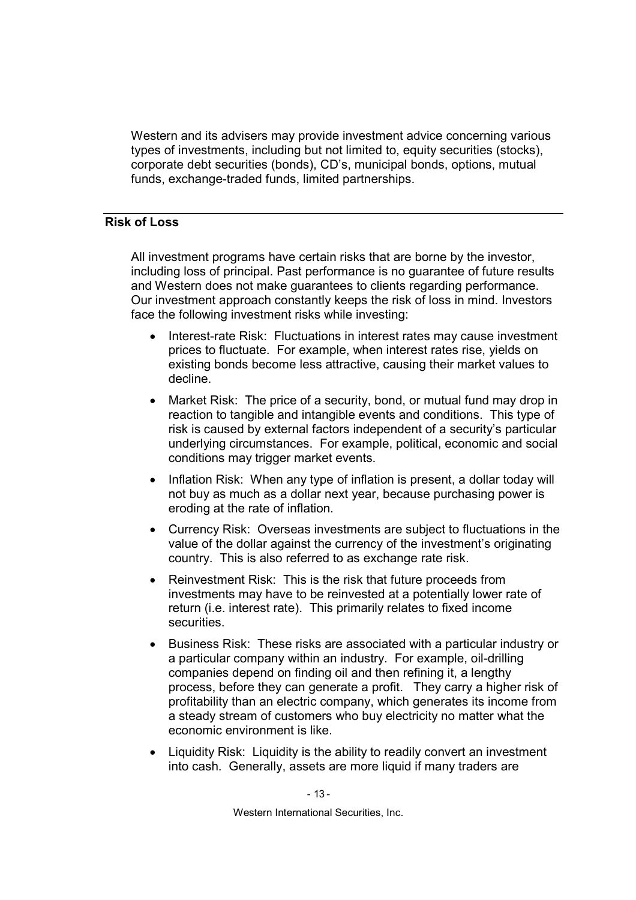Western and its advisers may provide investment advice concerning various types of investments, including but not limited to, equity securities (stocks), corporate debt securities (bonds), CD's, municipal bonds, options, mutual funds, exchange-traded funds, limited partnerships.

## Risk of Loss

All investment programs have certain risks that are borne by the investor, including loss of principal. Past performance is no guarantee of future results and Western does not make guarantees to clients regarding performance. Our investment approach constantly keeps the risk of loss in mind. Investors face the following investment risks while investing:

- Interest-rate Risk: Fluctuations in interest rates may cause investment prices to fluctuate. For example, when interest rates rise, yields on existing bonds become less attractive, causing their market values to decline.
- Market Risk: The price of a security, bond, or mutual fund may drop in reaction to tangible and intangible events and conditions. This type of risk is caused by external factors independent of a security's particular underlying circumstances. For example, political, economic and social conditions may trigger market events.
- Inflation Risk: When any type of inflation is present, a dollar today will not buy as much as a dollar next year, because purchasing power is eroding at the rate of inflation.
- Currency Risk: Overseas investments are subject to fluctuations in the value of the dollar against the currency of the investment's originating country. This is also referred to as exchange rate risk.
- Reinvestment Risk: This is the risk that future proceeds from investments may have to be reinvested at a potentially lower rate of return (i.e. interest rate). This primarily relates to fixed income securities.
- Business Risk: These risks are associated with a particular industry or a particular company within an industry. For example, oil-drilling companies depend on finding oil and then refining it, a lengthy process, before they can generate a profit. They carry a higher risk of profitability than an electric company, which generates its income from a steady stream of customers who buy electricity no matter what the economic environment is like.
- Liquidity Risk: Liquidity is the ability to readily convert an investment into cash. Generally, assets are more liquid if many traders are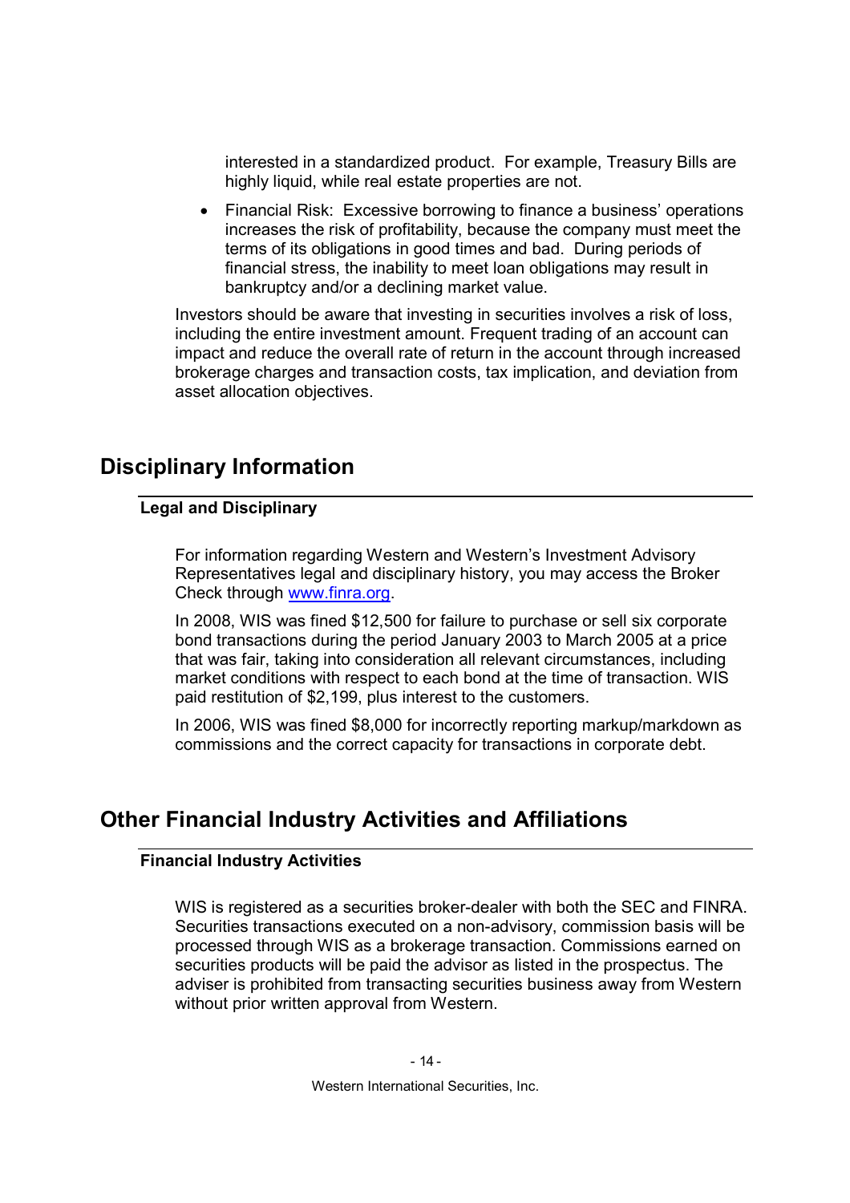interested in a standardized product. For example, Treasury Bills are highly liquid, while real estate properties are not.

- Financial Risk: Excessive borrowing to finance a business' operations increases the risk of profitability, because the company must meet the terms of its obligations in good times and bad. During periods of financial stress, the inability to meet loan obligations may result in bankruptcy and/or a declining market value.

Investors should be aware that investing in securities involves a risk of loss, including the entire investment amount. Frequent trading of an account can impact and reduce the overall rate of return in the account through increased brokerage charges and transaction costs, tax implication, and deviation from asset allocation objectives.

# Disciplinary Information

### Legal and Disciplinary

For information regarding Western and Western's Investment Advisory Representatives legal and disciplinary history, you may access the Broker Check through [www.finra.org](http://www.finra.org).

In 2008, WIS was fined $12,500 for failure to purchase or sell six corporate bond transactions during the period January 2003 to March 2005 at a price that was fair, taking into consideration all relevant circumstances, including market conditions with respect to each bond at the time of transaction. WIS paid restitution of $2,199, plus interest to the customers.

In 2006, WIS was fined $8,000 for incorrectly reporting markup/markdown as commissions and the correct capacity for transactions in corporate debt.

# Other Financial Industry Activities and Affiliations

### Financial Industry Activities

WIS is registered as a securities broker-dealer with both the SEC and FINRA. Securities transactions executed on a non-advisory, commission basis will be processed through WIS as a brokerage transaction. Commissions earned on securities products will be paid the advisor as listed in the prospectus. The adviser is prohibited from transacting securities business away from Western without prior written approval from Western.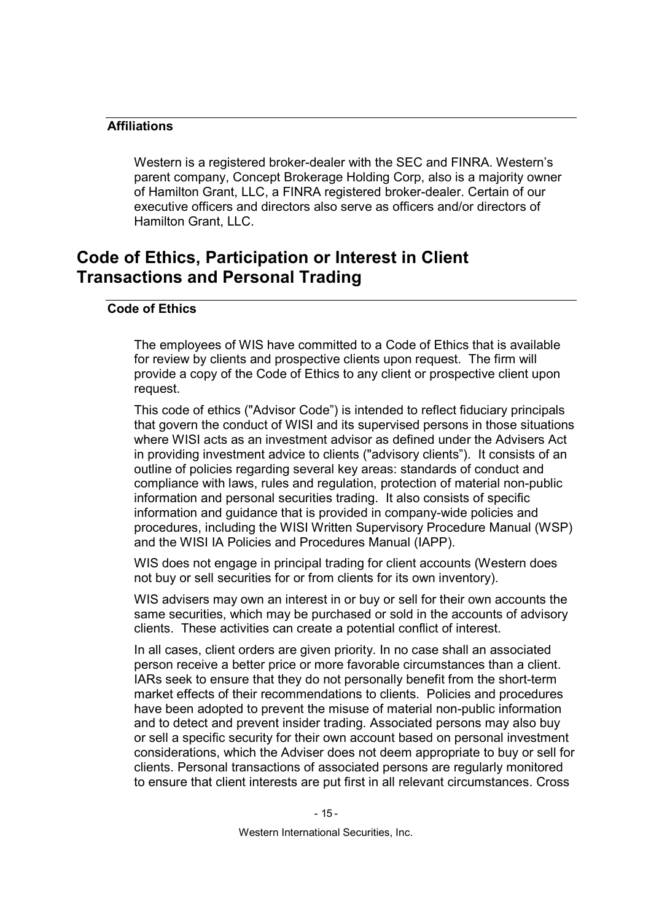### Affiliations

Western is a registered broker-dealer with the SEC and FINRA. Western's parent company, Concept Brokerage Holding Corp, also is a majority owner of Hamilton Grant, LLC, a FINRA registered broker-dealer. Certain of our executive officers and directors also serve as officers and/or directors of Hamilton Grant, LLC.

## Code of Ethics, Participation or Interest in Client Transactions and Personal Trading

### Code of Ethics

The employees of WIS have committed to a Code of Ethics that is available for review by clients and prospective clients upon request. The firm will provide a copy of the Code of Ethics to any client or prospective client upon request.

This code of ethics ("Advisor Code") is intended to reflect fiduciary principals that govern the conduct of WISI and its supervised persons in those situations where WISI acts as an investment advisor as defined under the Advisers Act in providing investment advice to clients ("advisory clients"). It consists of an outline of policies regarding several key areas: standards of conduct and compliance with laws, rules and regulation, protection of material non-public information and personal securities trading. It also consists of specific information and guidance that is provided in company-wide policies and procedures, including the WISI Written Supervisory Procedure Manual (WSP) and the WISI IA Policies and Procedures Manual (IAPP).

WIS does not engage in principal trading for client accounts (Western does not buy or sell securities for or from clients for its own inventory).

WIS advisers may own an interest in or buy or sell for their own accounts the same securities, which may be purchased or sold in the accounts of advisory clients. These activities can create a potential conflict of interest.

In all cases, client orders are given priority. In no case shall an associated person receive a better price or more favorable circumstances than a client. IARs seek to ensure that they do not personally benefit from the short-term market effects of their recommendations to clients. Policies and procedures have been adopted to prevent the misuse of material non-public information and to detect and prevent insider trading. Associated persons may also buy or sell a specific security for their own account based on personal investment considerations, which the Adviser does not deem appropriate to buy or sell for clients. Personal transactions of associated persons are regularly monitored to ensure that client interests are put first in all relevant circumstances. Cross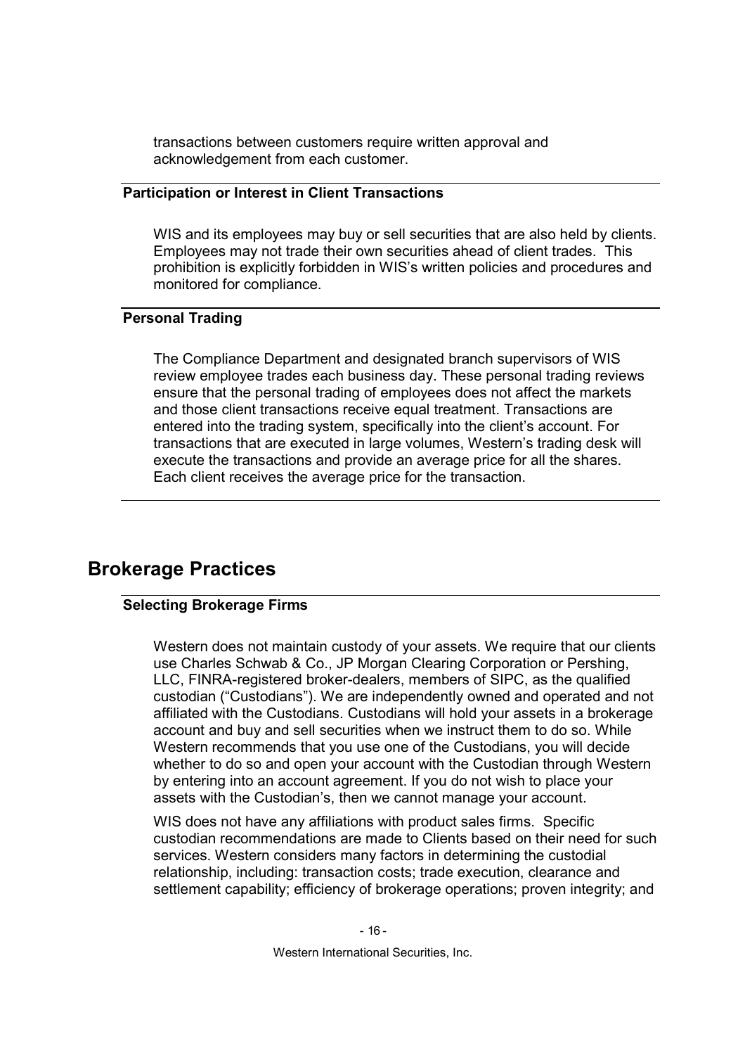transactions between customers require written approval and acknowledgement from each customer.

### Participation or Interest in Client Transactions

WIS and its employees may buy or sell securities that are also held by clients. Employees may not trade their own securities ahead of client trades. This prohibition is explicitly forbidden in WIS's written policies and procedures and monitored for compliance.

### Personal Trading

The Compliance Department and designated branch supervisors of WIS review employee trades each business day. These personal trading reviews ensure that the personal trading of employees does not affect the markets and those client transactions receive equal treatment. Transactions are entered into the trading system, specifically into the client's account. For transactions that are executed in large volumes, Western's trading desk will execute the transactions and provide an average price for all the shares. Each client receives the average price for the transaction.

## Brokerage Practices

### Selecting Brokerage Firms

Western does not maintain custody of your assets. We require that our clients use Charles Schwab & Co., JP Morgan Clearing Corporation or Pershing, LLC, FINRA-registered broker-dealers, members of SIPC, as the qualified custodian ("Custodians"). We are independently owned and operated and not affiliated with the Custodians. Custodians will hold your assets in a brokerage account and buy and sell securities when we instruct them to do so. While Western recommends that you use one of the Custodians, you will decide whether to do so and open your account with the Custodian through Western by entering into an account agreement. If you do not wish to place your assets with the Custodian's, then we cannot manage your account.

WIS does not have any affiliations with product sales firms. Specific custodian recommendations are made to Clients based on their need for such services. Western considers many factors in determining the custodial relationship, including: transaction costs; trade execution, clearance and settlement capability; efficiency of brokerage operations; proven integrity; and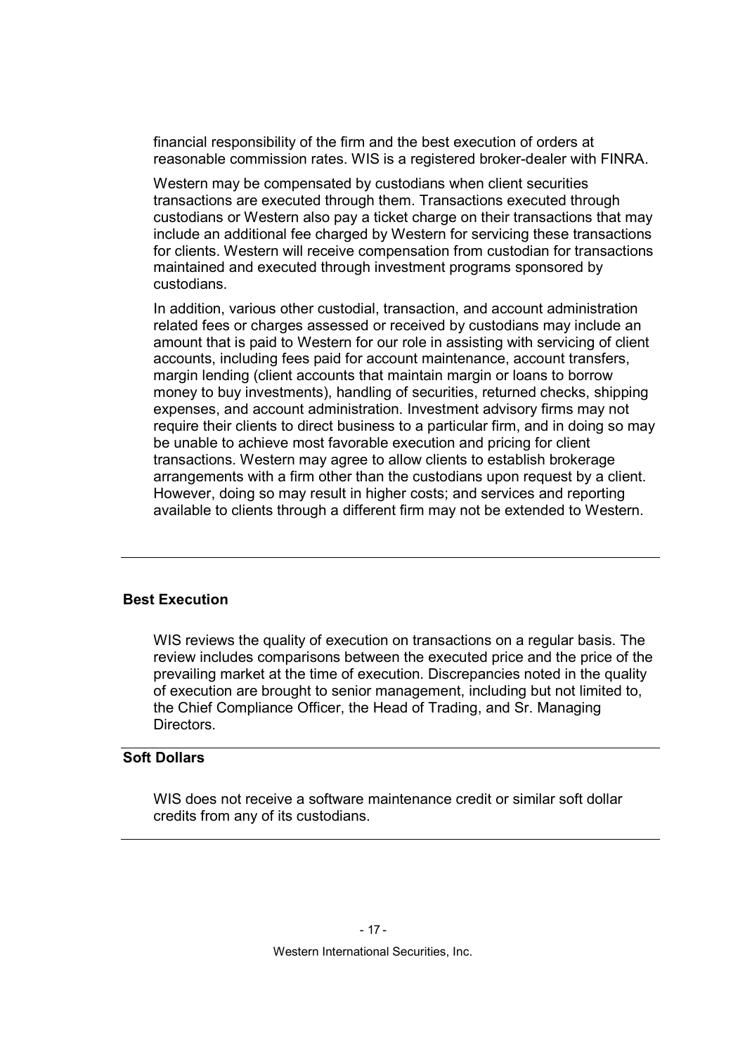financial responsibility of the firm and the best execution of orders at reasonable commission rates. WIS is a registered broker-dealer with FINRA.

Western may be compensated by custodians when client securities transactions are executed through them. Transactions executed through custodians or Western also pay a ticket charge on their transactions that may include an additional fee charged by Western for servicing these transactions for clients. Western will receive compensation from custodian for transactions maintained and executed through investment programs sponsored by custodians.

In addition, various other custodial, transaction, and account administration related fees or charges assessed or received by custodians may include an amount that is paid to Western for our role in assisting with servicing of client accounts, including fees paid for account maintenance, account transfers, margin lending (client accounts that maintain margin or loans to borrow money to buy investments), handling of securities, returned checks, shipping expenses, and account administration. Investment advisory firms may not require their clients to direct business to a particular firm, and in doing so may be unable to achieve most favorable execution and pricing for client transactions. Western may agree to allow clients to establish brokerage arrangements with a firm other than the custodians upon request by a client. However, doing so may result in higher costs; and services and reporting available to clients through a different firm may not be extended to Western.

---

**Best Execution**

WIS reviews the quality of execution on transactions on a regular basis. The review includes comparisons between the executed price and the price of the prevailing market at the time of execution. Discrepancies noted in the quality of execution are brought to senior management, including but not limited to, the Chief Compliance Officer, the Head of Trading, and Sr. Managing Directors.

---

**Soft Dollars**

WIS does not receive a software maintenance credit or similar soft dollar credits from any of its custodians.

---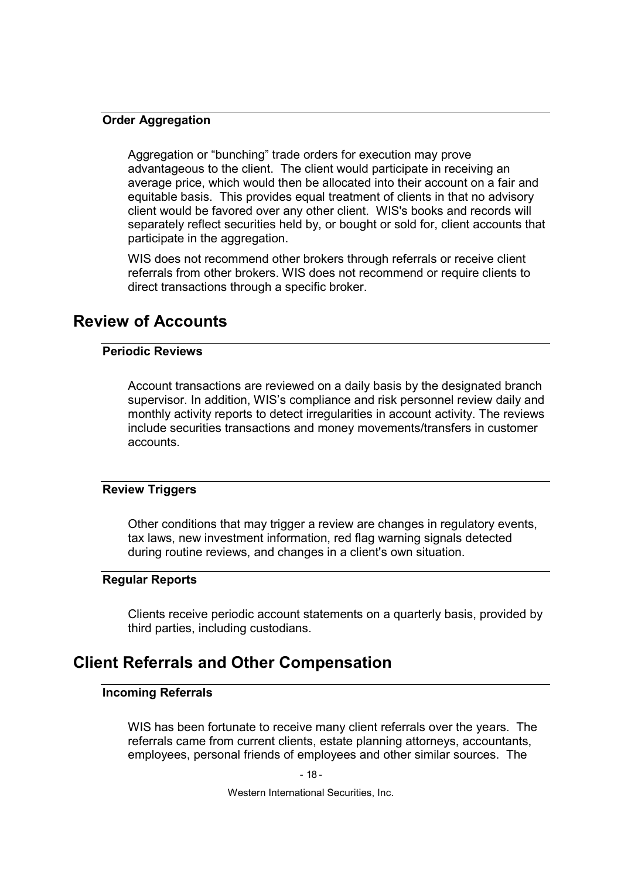### Order Aggregation

Aggregation or "bunching" trade orders for execution may prove advantageous to the client. The client would participate in receiving an average price, which would then be allocated into their account on a fair and equitable basis. This provides equal treatment of clients in that no advisory client would be favored over any other client. WIS's books and records will separately reflect securities held by, or bought or sold for, client accounts that participate in the aggregation.

WIS does not recommend other brokers through referrals or receive client referrals from other brokers. WIS does not recommend or require clients to direct transactions through a specific broker.

## Review of Accounts

### Periodic Reviews

Account transactions are reviewed on a daily basis by the designated branch supervisor. In addition, WIS's compliance and risk personnel review daily and monthly activity reports to detect irregularities in account activity. The reviews include securities transactions and money movements/transfers in customer accounts.

### Review Triggers

Other conditions that may trigger a review are changes in regulatory events, tax laws, new investment information, red flag warning signals detected during routine reviews, and changes in a client's own situation.

### Regular Reports

Clients receive periodic account statements on a quarterly basis, provided by third parties, including custodians.

## Client Referrals and Other Compensation

### Incoming Referrals

WIS has been fortunate to receive many client referrals over the years. The referrals came from current clients, estate planning attorneys, accountants, employees, personal friends of employees and other similar sources. The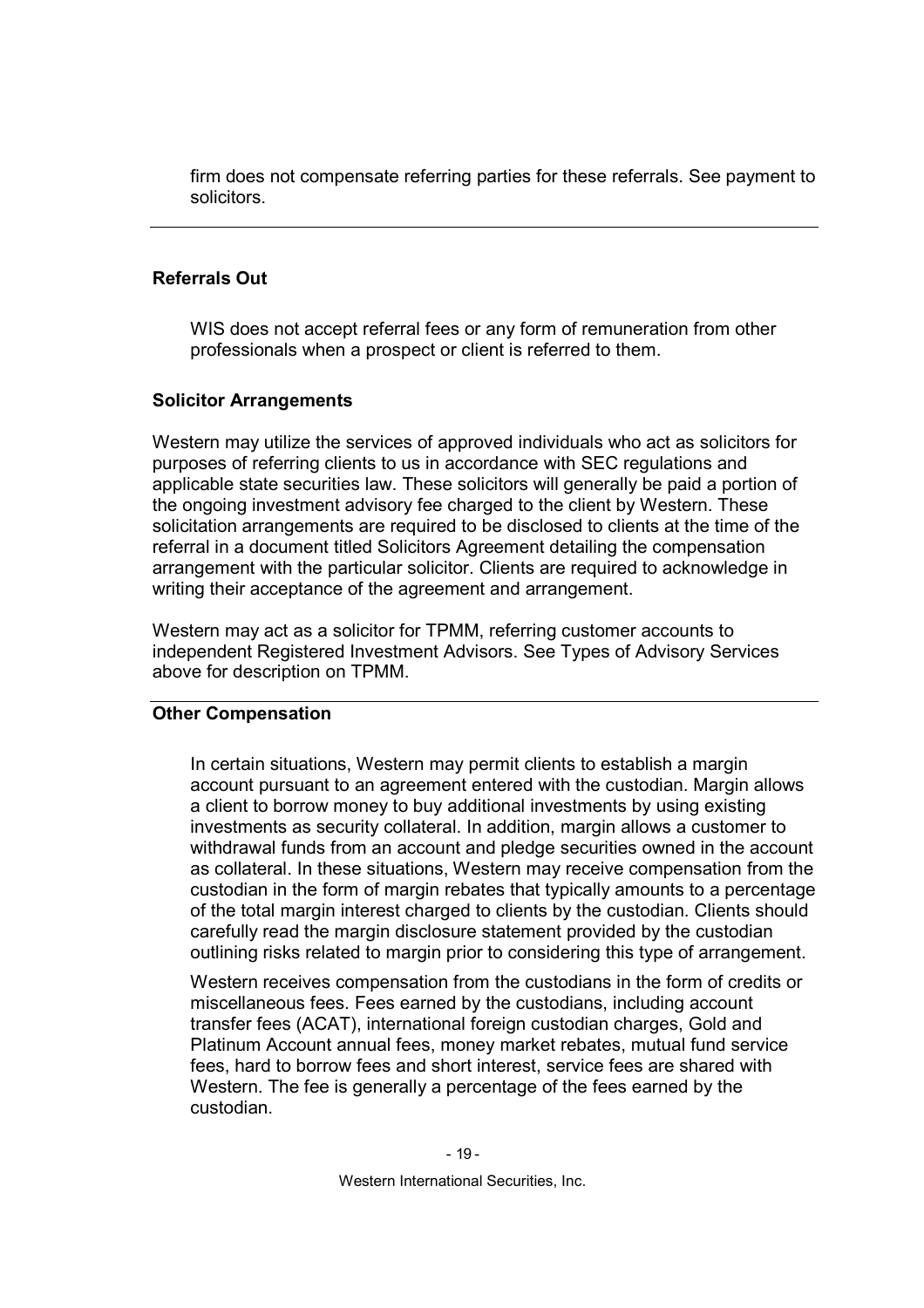firm does not compensate referring parties for these referrals. See payment to solicitors.

### Referrals Out

WIS does not accept referral fees or any form of remuneration from other professionals when a prospect or client is referred to them.

### Solicitor Arrangements

Western may utilize the services of approved individuals who act as solicitors for purposes of referring clients to us in accordance with SEC regulations and applicable state securities law. These solicitors will generally be paid a portion of the ongoing investment advisory fee charged to the client by Western. These solicitation arrangements are required to be disclosed to clients at the time of the referral in a document titled Solicitors Agreement detailing the compensation arrangement with the particular solicitor. Clients are required to acknowledge in writing their acceptance of the agreement and arrangement.

Western may act as a solicitor for TPMM, referring customer accounts to independent Registered Investment Advisors. See Types of Advisory Services above for description on TPMM.

### Other Compensation

In certain situations, Western may permit clients to establish a margin account pursuant to an agreement entered with the custodian. Margin allows a client to borrow money to buy additional investments by using existing investments as security collateral. In addition, margin allows a customer to withdrawal funds from an account and pledge securities owned in the account as collateral. In these situations, Western may receive compensation from the custodian in the form of margin rebates that typically amounts to a percentage of the total margin interest charged to clients by the custodian. Clients should carefully read the margin disclosure statement provided by the custodian outlining risks related to margin prior to considering this type of arrangement.

Western receives compensation from the custodians in the form of credits or miscellaneous fees. Fees earned by the custodians, including account transfer fees (ACAT), international foreign custodian charges, Gold and Platinum Account annual fees, money market rebates, mutual fund service fees, hard to borrow fees and short interest, service fees are shared with Western. The fee is generally a percentage of the fees earned by the custodian.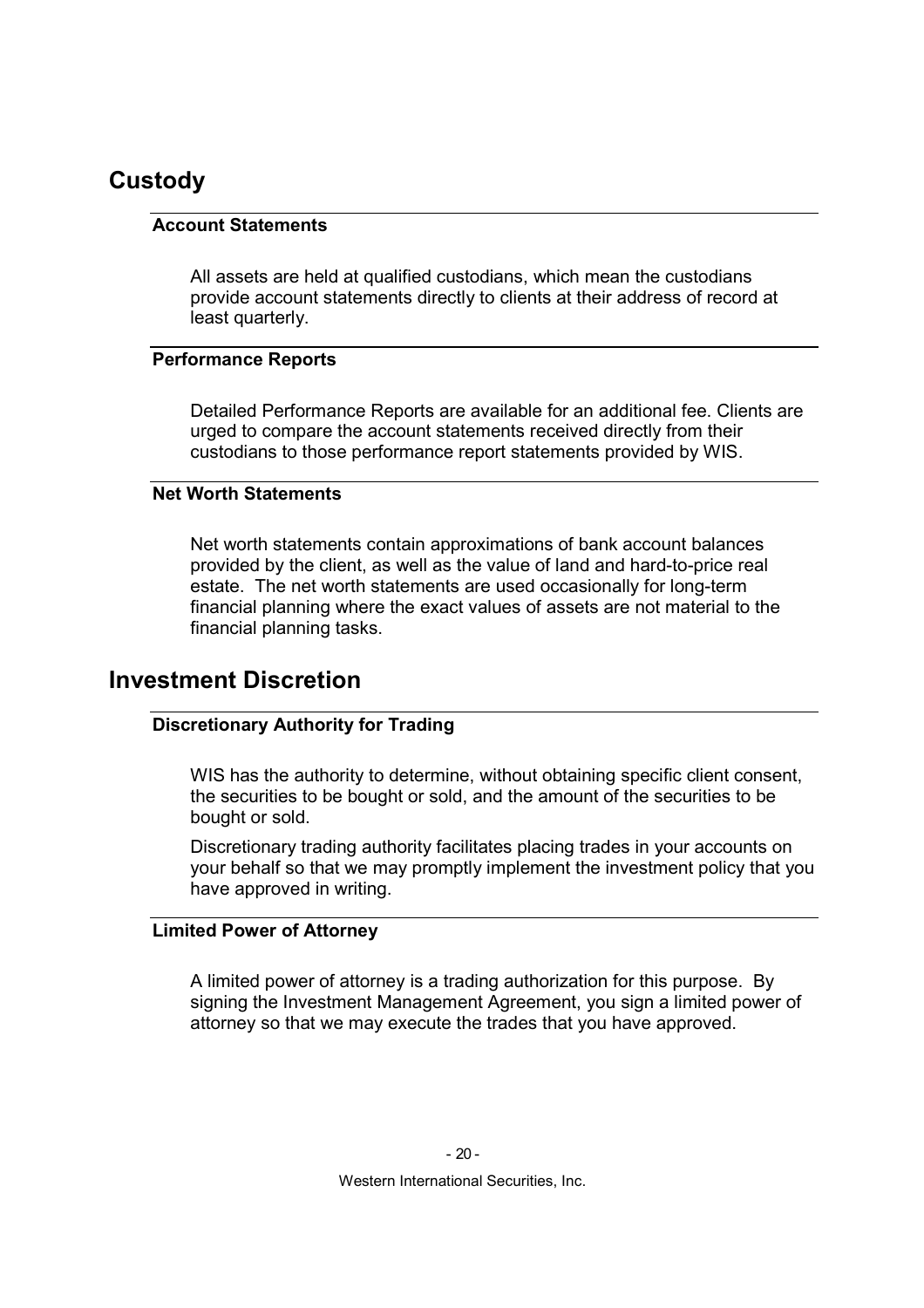## Custody

### Account Statements

All assets are held at qualified custodians, which mean the custodians provide account statements directly to clients at their address of record at least quarterly.

### Performance Reports

Detailed Performance Reports are available for an additional fee. Clients are urged to compare the account statements received directly from their custodians to those performance report statements provided by WIS.

### Net Worth Statements

Net worth statements contain approximations of bank account balances provided by the client, as well as the value of land and hard-to-price real estate. The net worth statements are used occasionally for long-term financial planning where the exact values of assets are not material to the financial planning tasks.

## Investment Discretion

### Discretionary Authority for Trading

WIS has the authority to determine, without obtaining specific client consent, the securities to be bought or sold, and the amount of the securities to be bought or sold.

Discretionary trading authority facilitates placing trades in your accounts on your behalf so that we may promptly implement the investment policy that you have approved in writing.

### Limited Power of Attorney

A limited power of attorney is a trading authorization for this purpose. By signing the Investment Management Agreement, you sign a limited power of attorney so that we may execute the trades that you have approved.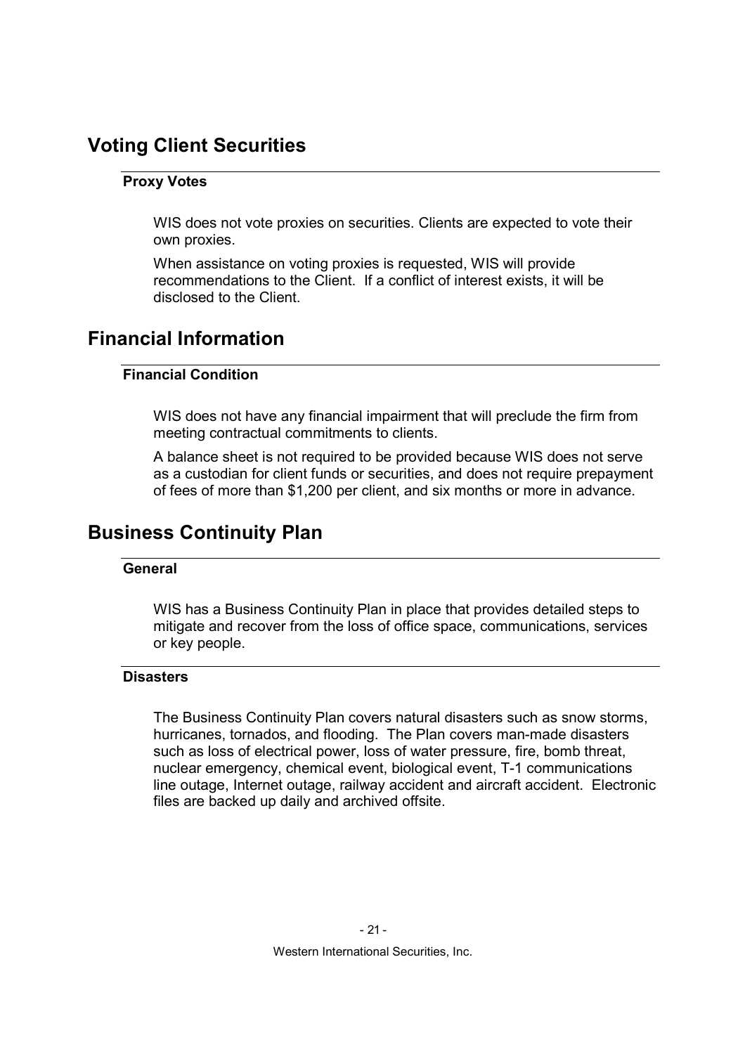## Voting Client Securities

### Proxy Votes

WIS does not vote proxies on securities. Clients are expected to vote their own proxies.

When assistance on voting proxies is requested, WIS will provide recommendations to the Client. If a conflict of interest exists, it will be disclosed to the Client.

## Financial Information

### Financial Condition

WIS does not have any financial impairment that will preclude the firm from meeting contractual commitments to clients.

A balance sheet is not required to be provided because WIS does not serve as a custodian for client funds or securities, and does not require prepayment of fees of more than $1,200 per client, and six months or more in advance.

## Business Continuity Plan

### General

WIS has a Business Continuity Plan in place that provides detailed steps to mitigate and recover from the loss of office space, communications, services or key people.

### Disasters

The Business Continuity Plan covers natural disasters such as snow storms, hurricanes, tornados, and flooding. The Plan covers man-made disasters such as loss of electrical power, loss of water pressure, fire, bomb threat, nuclear emergency, chemical event, biological event, T-1 communications line outage, Internet outage, railway accident and aircraft accident. Electronic files are backed up daily and archived offsite.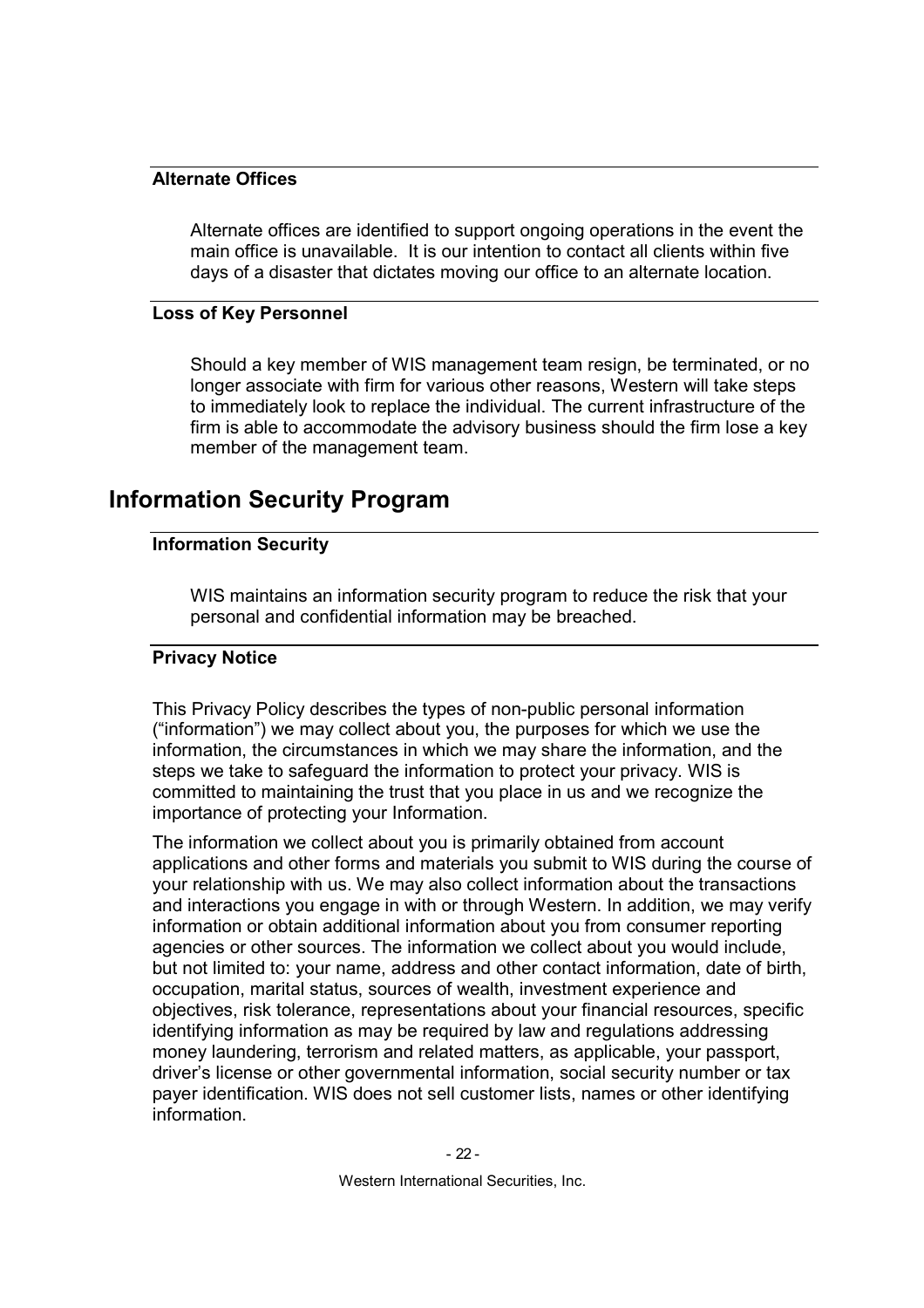### Alternate Offices

Alternate offices are identified to support ongoing operations in the event the main office is unavailable. It is our intention to contact all clients within five days of a disaster that dictates moving our office to an alternate location.

### Loss of Key Personnel

Should a key member of WIS management team resign, be terminated, or no longer associate with firm for various other reasons, Western will take steps to immediately look to replace the individual. The current infrastructure of the firm is able to accommodate the advisory business should the firm lose a key member of the management team.

## Information Security Program

### Information Security

WIS maintains an information security program to reduce the risk that your personal and confidential information may be breached.

### Privacy Notice

This Privacy Policy describes the types of non-public personal information ("information") we may collect about you, the purposes for which we use the information, the circumstances in which we may share the information, and the steps we take to safeguard the information to protect your privacy. WIS is committed to maintaining the trust that you place in us and we recognize the importance of protecting your Information.

The information we collect about you is primarily obtained from account applications and other forms and materials you submit to WIS during the course of your relationship with us. We may also collect information about the transactions and interactions you engage in with or through Western. In addition, we may verify information or obtain additional information about you from consumer reporting agencies or other sources. The information we collect about you would include, but not limited to: your name, address and other contact information, date of birth, occupation, marital status, sources of wealth, investment experience and objectives, risk tolerance, representations about your financial resources, specific identifying information as may be required by law and regulations addressing money laundering, terrorism and related matters, as applicable, your passport, driver's license or other governmental information, social security number or tax payer identification. WIS does not sell customer lists, names or other identifying information.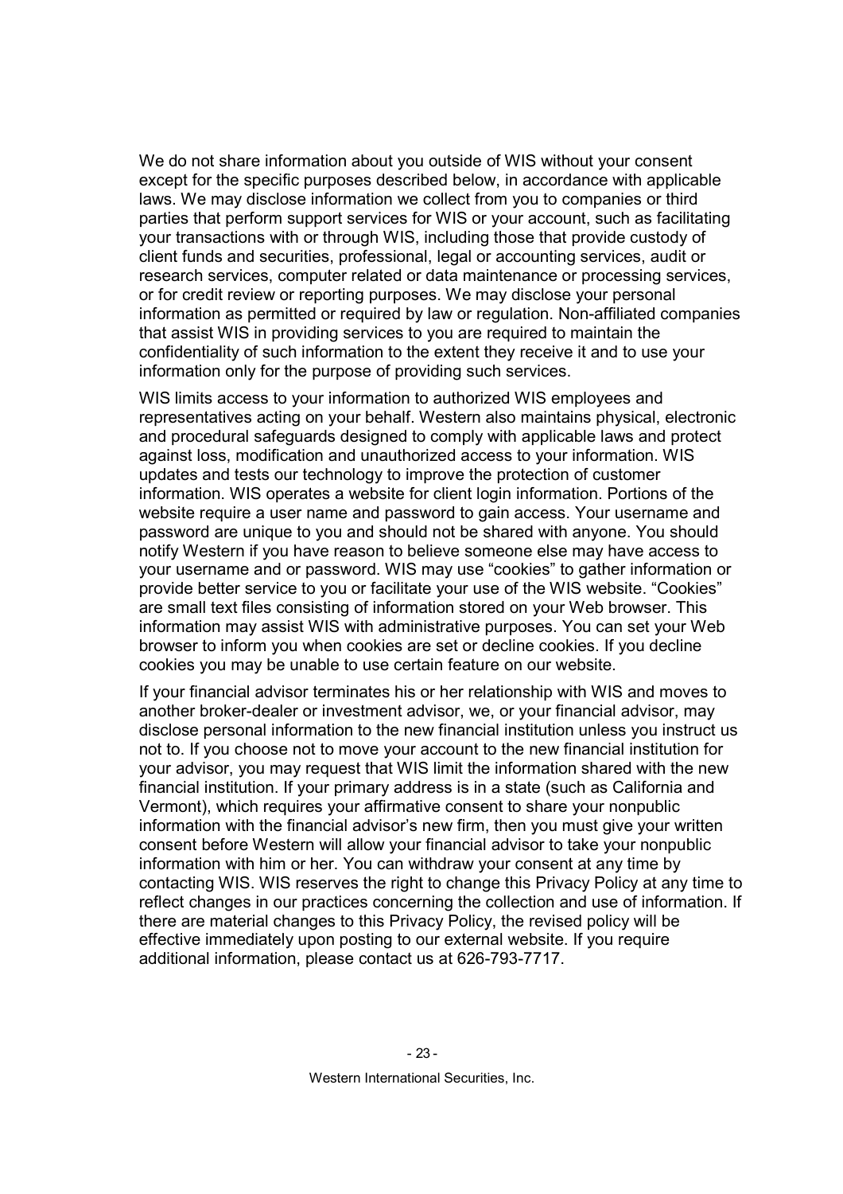We do not share information about you outside of WIS without your consent except for the specific purposes described below, in accordance with applicable laws. We may disclose information we collect from you to companies or third parties that perform support services for WIS or your account, such as facilitating your transactions with or through WIS, including those that provide custody of client funds and securities, professional, legal or accounting services, audit or research services, computer related or data maintenance or processing services, or for credit review or reporting purposes. We may disclose your personal information as permitted or required by law or regulation. Non-affiliated companies that assist WIS in providing services to you are required to maintain the confidentiality of such information to the extent they receive it and to use your information only for the purpose of providing such services.

WIS limits access to your information to authorized WIS employees and representatives acting on your behalf. Western also maintains physical, electronic and procedural safeguards designed to comply with applicable laws and protect against loss, modification and unauthorized access to your information. WIS updates and tests our technology to improve the protection of customer information. WIS operates a website for client login information. Portions of the website require a user name and password to gain access. Your username and password are unique to you and should not be shared with anyone. You should notify Western if you have reason to believe someone else may have access to your username and or password. WIS may use "cookies" to gather information or provide better service to you or facilitate your use of the WIS website. "Cookies" are small text files consisting of information stored on your Web browser. This information may assist WIS with administrative purposes. You can set your Web browser to inform you when cookies are set or decline cookies. If you decline cookies you may be unable to use certain feature on our website.

If your financial advisor terminates his or her relationship with WIS and moves to another broker-dealer or investment advisor, we, or your financial advisor, may disclose personal information to the new financial institution unless you instruct us not to. If you choose not to move your account to the new financial institution for your advisor, you may request that WIS limit the information shared with the new financial institution. If your primary address is in a state (such as California and Vermont), which requires your affirmative consent to share your nonpublic information with the financial advisor's new firm, then you must give your written consent before Western will allow your financial advisor to take your nonpublic information with him or her. You can withdraw your consent at any time by contacting WIS. WIS reserves the right to change this Privacy Policy at any time to reflect changes in our practices concerning the collection and use of information. If there are material changes to this Privacy Policy, the revised policy will be effective immediately upon posting to our external website. If you require additional information, please contact us at 626-793-7717.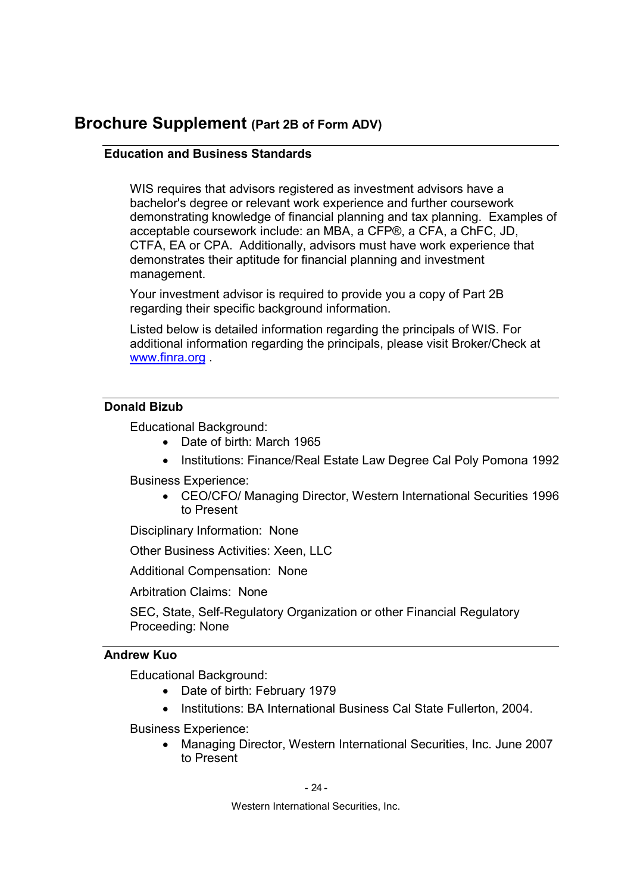# Brochure Supplement (Part 2B of Form ADV)

### Education and Business Standards

WIS requires that advisors registered as investment advisors have a bachelor's degree or relevant work experience and further coursework demonstrating knowledge of financial planning and tax planning. Examples of acceptable coursework include: an MBA, a CFP®, a CFA, a ChFC, JD, CTFA, EA or CPA. Additionally, advisors must have work experience that demonstrates their aptitude for financial planning and investment management.

Your investment advisor is required to provide you a copy of Part 2B regarding their specific background information.

Listed below is detailed information regarding the principals of WIS. For additional information regarding the principals, please visit Broker/Check at [www.finra.org](http://www.finra.org) .

### Donald Bizub

Educational Background:

- Date of birth: March 1965
- Institutions: Finance/Real Estate Law Degree Cal Poly Pomona 1992

Business Experience:

- CEO/CFO/ Managing Director, Western International Securities 1996 to Present

Disciplinary Information: None

Other Business Activities: Xeen, LLC

Additional Compensation: None

Arbitration Claims: None

SEC, State, Self-Regulatory Organization or other Financial Regulatory Proceeding: None

### Andrew Kuo

Educational Background:

- Date of birth: February 1979
- Institutions: BA International Business Cal State Fullerton, 2004.

Business Experience:

- Managing Director, Western International Securities, Inc. June 2007 to Present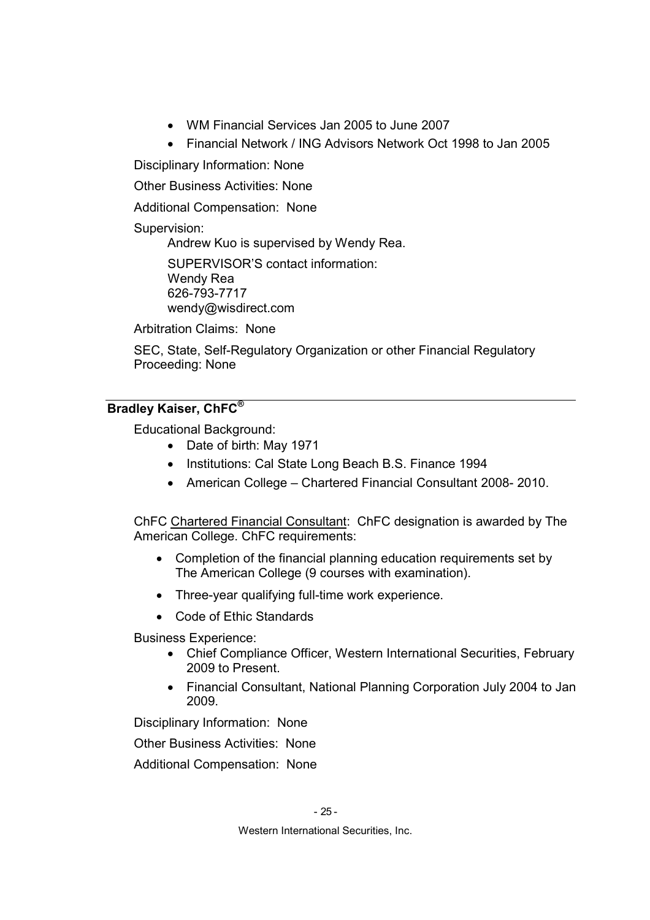- WM Financial Services Jan 2005 to June 2007
- Financial Network / ING Advisors Network Oct 1998 to Jan 2005

Disciplinary Information: None

Other Business Activities: None

Additional Compensation: None

Supervision:

Andrew Kuo is supervised by Wendy Rea.

SUPERVISOR'S contact information:
Wendy Rea
626-793-7717
wendy@wisdirect.com

Arbitration Claims: None

SEC, State, Self-Regulatory Organization or other Financial Regulatory Proceeding: None

---

**Bradley Kaiser, ChFC®**

Educational Background:

- Date of birth: May 1971
- Institutions: Cal State Long Beach B.S. Finance 1994
- American College – Chartered Financial Consultant 2008- 2010.

ChFC Chartered Financial Consultant: ChFC designation is awarded by The American College. ChFC requirements:

- Completion of the financial planning education requirements set by The American College (9 courses with examination).
- Three-year qualifying full-time work experience.
- Code of Ethic Standards

Business Experience:

- Chief Compliance Officer, Western International Securities, February 2009 to Present.
- Financial Consultant, National Planning Corporation July 2004 to Jan 2009.

Disciplinary Information: None

Other Business Activities: None

Additional Compensation: None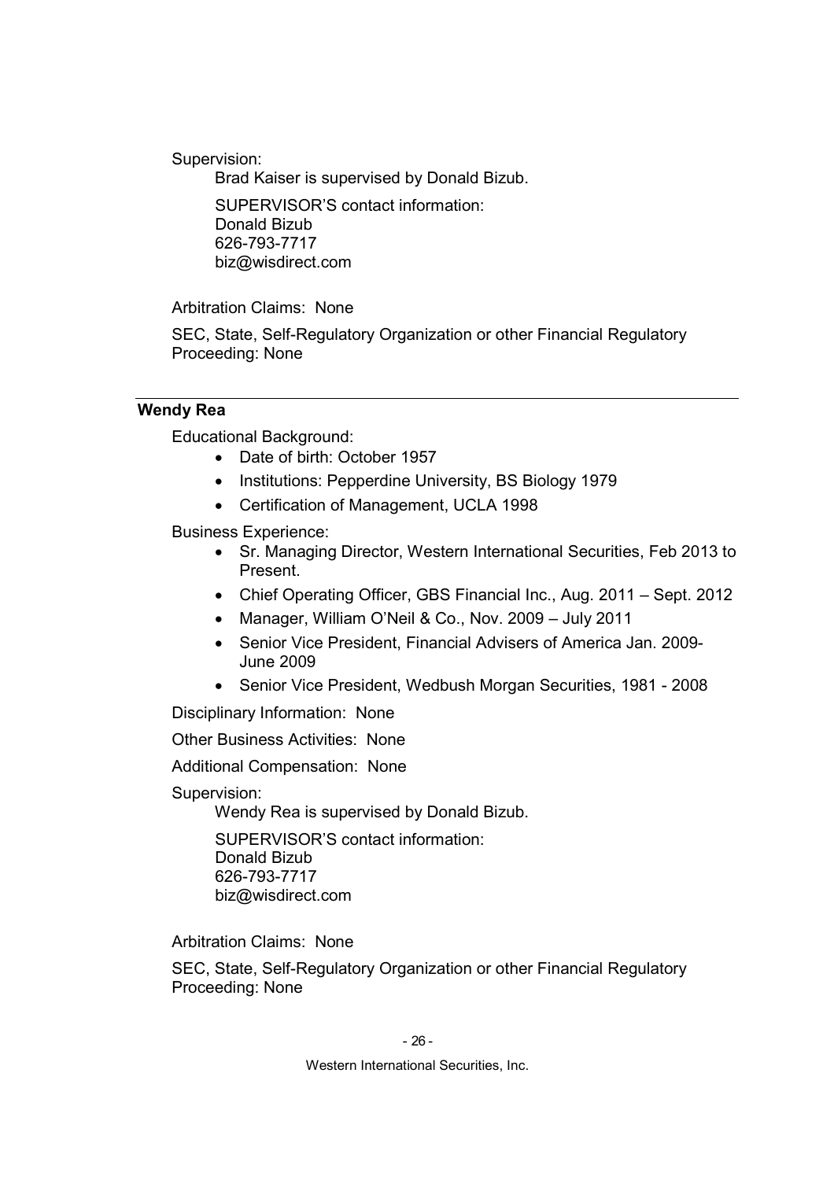Supervision:

Brad Kaiser is supervised by Donald Bizub.

SUPERVISOR'S contact information:
Donald Bizub
626-793-7717
biz@wisdirect.com

Arbitration Claims: None

SEC, State, Self-Regulatory Organization or other Financial Regulatory Proceeding: None

---

**Wendy Rea**

Educational Background:

- Date of birth: October 1957
- Institutions: Pepperdine University, BS Biology 1979
- Certification of Management, UCLA 1998

Business Experience:

- Sr. Managing Director, Western International Securities, Feb 2013 to Present.
- Chief Operating Officer, GBS Financial Inc., Aug. 2011 – Sept. 2012
- Manager, William O'Neil & Co., Nov. 2009 – July 2011
- Senior Vice President, Financial Advisers of America Jan. 2009-June 2009
- Senior Vice President, Wedbush Morgan Securities, 1981 - 2008

Disciplinary Information: None

Other Business Activities: None

Additional Compensation: None

Supervision:

Wendy Rea is supervised by Donald Bizub.

SUPERVISOR'S contact information:
Donald Bizub
626-793-7717
biz@wisdirect.com

Arbitration Claims: None

SEC, State, Self-Regulatory Organization or other Financial Regulatory Proceeding: None